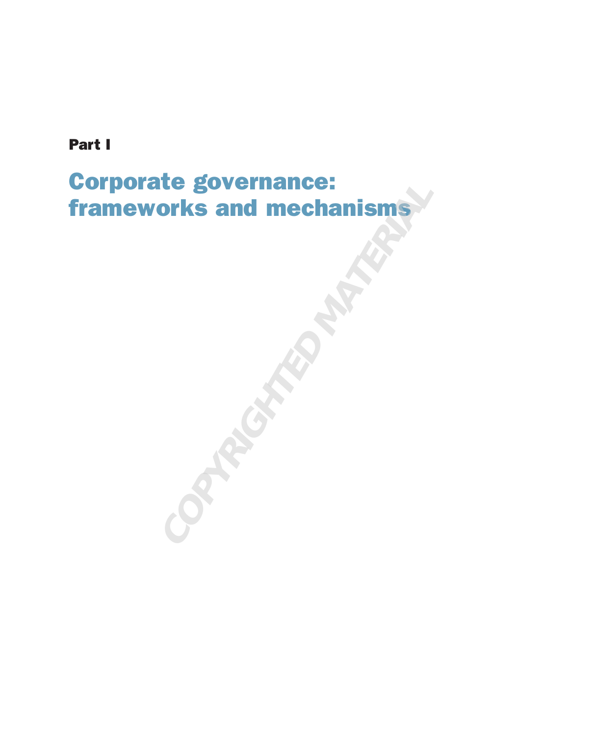**Part I**

# Corporate governance: frameworks and mechanisms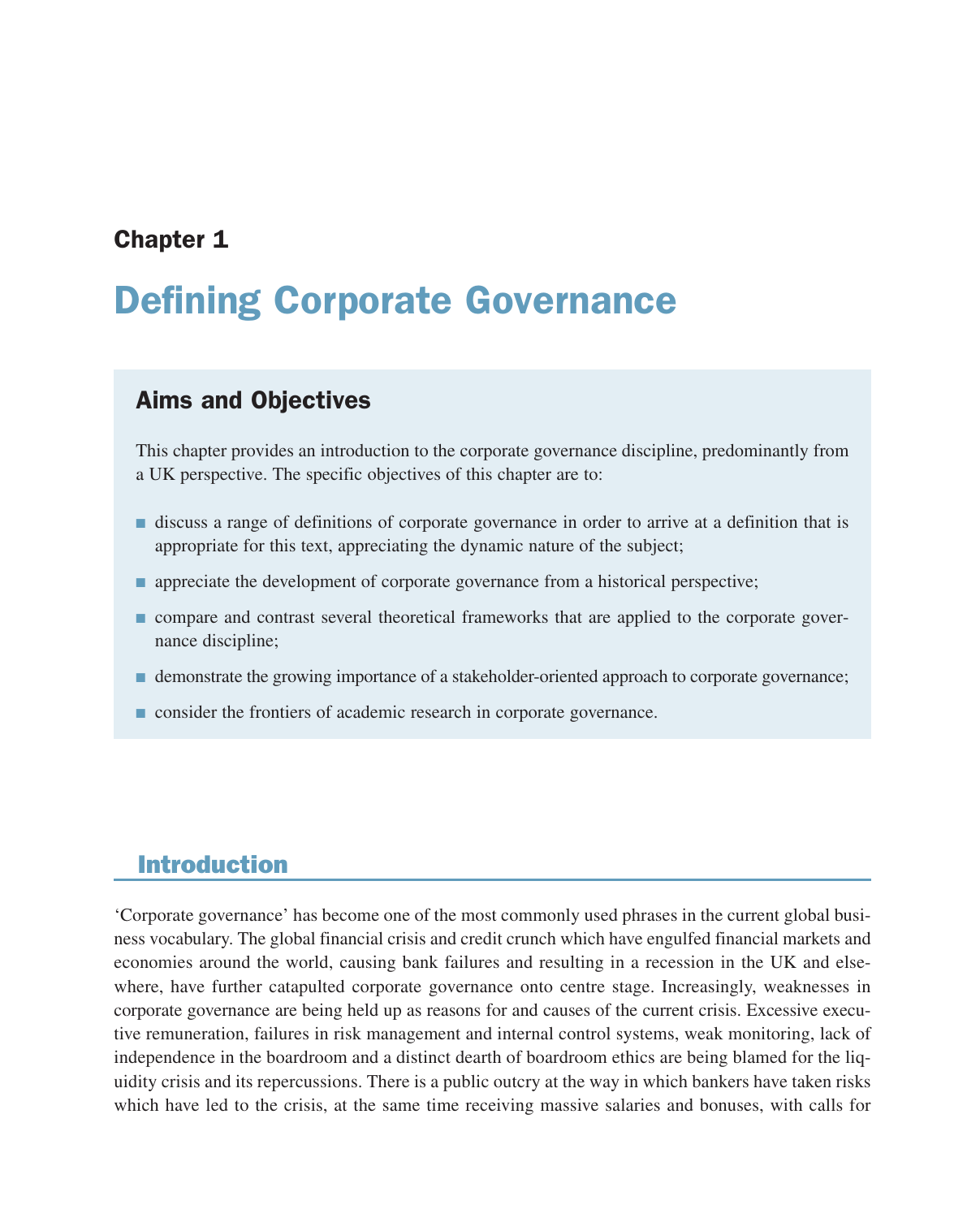## Chapter 1

# Defining Corporate Governance

### Aims and Objectives

This chapter provides an introduction to the corporate governance discipline, predominantly from a UK perspective. The specific objectives of this chapter are to:

- discuss a range of definitions of corporate governance in order to arrive at a definition that is appropriate for this text, appreciating the dynamic nature of the subject;
- appreciate the development of corporate governance from a historical perspective;
- compare and contrast several theoretical frameworks that are applied to the corporate governance discipline;
- demonstrate the growing importance of a stakeholder-oriented approach to corporate governance;
- consider the frontiers of academic research in corporate governance.

## Introduction

'Corporate governance' has become one of the most commonly used phrases in the current global business vocabulary. The global financial crisis and credit crunch which have engulfed financial markets and economies around the world, causing bank failures and resulting in a recession in the UK and elsewhere, have further catapulted corporate governance onto centre stage. Increasingly, weaknesses in corporate governance are being held up as reasons for and causes of the current crisis. Excessive executive remuneration, failures in risk management and internal control systems, weak monitoring, lack of independence in the boardroom and a distinct dearth of boardroom ethics are being blamed for the liquidity crisis and its repercussions. There is a public outcry at the way in which bankers have taken risks which have led to the crisis, at the same time receiving massive salaries and bonuses, with calls for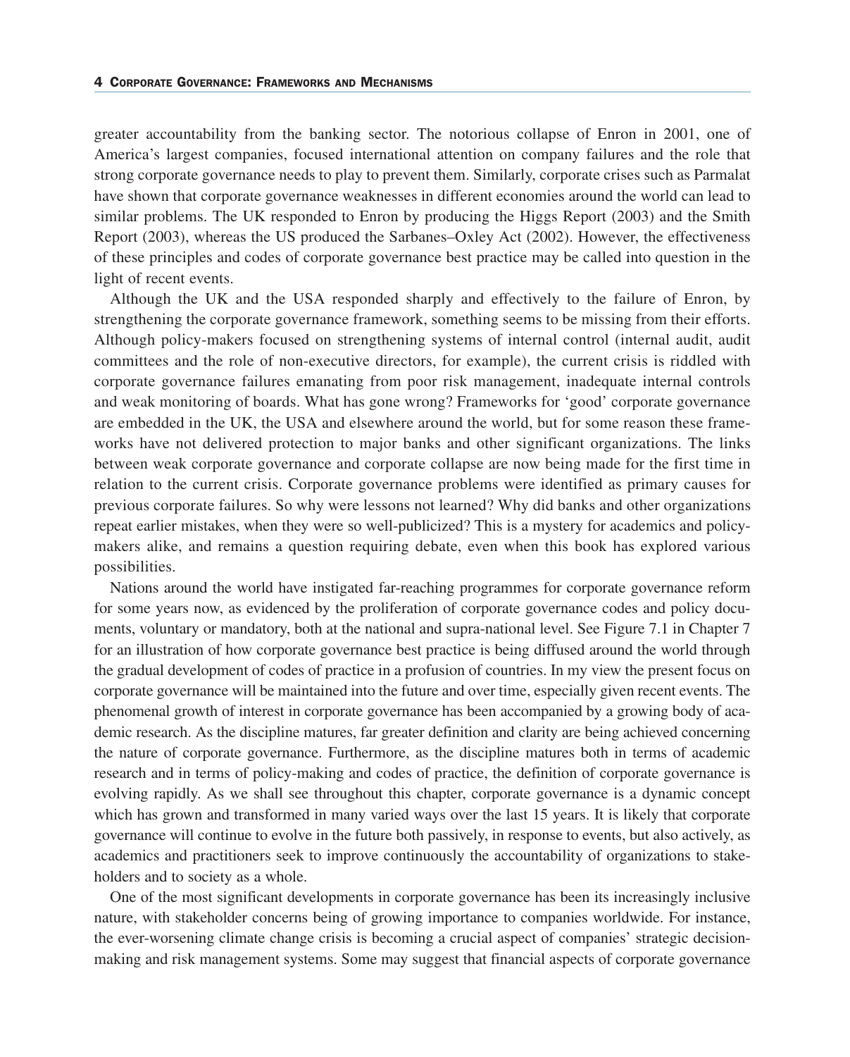greater accountability from the banking sector. The notorious collapse of Enron in 2001, one of America's largest companies, focused international attention on company failures and the role that strong corporate governance needs to play to prevent them. Similarly, corporate crises such as Parmalat have shown that corporate governance weaknesses in different economies around the world can lead to similar problems. The UK responded to Enron by producing the Higgs Report (2003) and the Smith Report (2003), whereas the US produced the Sarbanes–Oxley Act (2002). However, the effectiveness of these principles and codes of corporate governance best practice may be called into question in the light of recent events.

Although the UK and the USA responded sharply and effectively to the failure of Enron, by strengthening the corporate governance framework, something seems to be missing from their efforts. Although policy-makers focused on strengthening systems of internal control (internal audit, audit committees and the role of non-executive directors, for example), the current crisis is riddled with corporate governance failures emanating from poor risk management, inadequate internal controls and weak monitoring of boards. What has gone wrong? Frameworks for 'good' corporate governance are embedded in the UK, the USA and elsewhere around the world, but for some reason these frameworks have not delivered protection to major banks and other significant organizations. The links between weak corporate governance and corporate collapse are now being made for the first time in relation to the current crisis. Corporate governance problems were identified as primary causes for previous corporate failures. So why were lessons not learned? Why did banks and other organizations repeat earlier mistakes, when they were so well-publicized? This is a mystery for academics and policy-makers alike, and remains a question requiring debate, even when this book has explored various possibilities.

Nations around the world have instigated far-reaching programmes for corporate governance reform for some years now, as evidenced by the proliferation of corporate governance codes and policy documents, voluntary or mandatory, both at the national and supra-national level. See Figure 7.1 in Chapter 7 for an illustration of how corporate governance best practice is being diffused around the world through the gradual development of codes of practice in a profusion of countries. In my view the present focus on corporate governance will be maintained into the future and over time, especially given recent events. The phenomenal growth of interest in corporate governance has been accompanied by a growing body of academic research. As the discipline matures, far greater definition and clarity are being achieved concerning the nature of corporate governance. Furthermore, as the discipline matures both in terms of academic research and in terms of policy-making and codes of practice, the definition of corporate governance is evolving rapidly. As we shall see throughout this chapter, corporate governance is a dynamic concept which has grown and transformed in many varied ways over the last 15 years. It is likely that corporate governance will continue to evolve in the future both passively, in response to events, but also actively, as academics and practitioners seek to improve continuously the accountability of organizations to stakeholders and to society as a whole.

One of the most significant developments in corporate governance has been its increasingly inclusive nature, with stakeholder concerns being of growing importance to companies worldwide. For instance, the ever-worsening climate change crisis is becoming a crucial aspect of companies' strategic decision-making and risk management systems. Some may suggest that financial aspects of corporate governance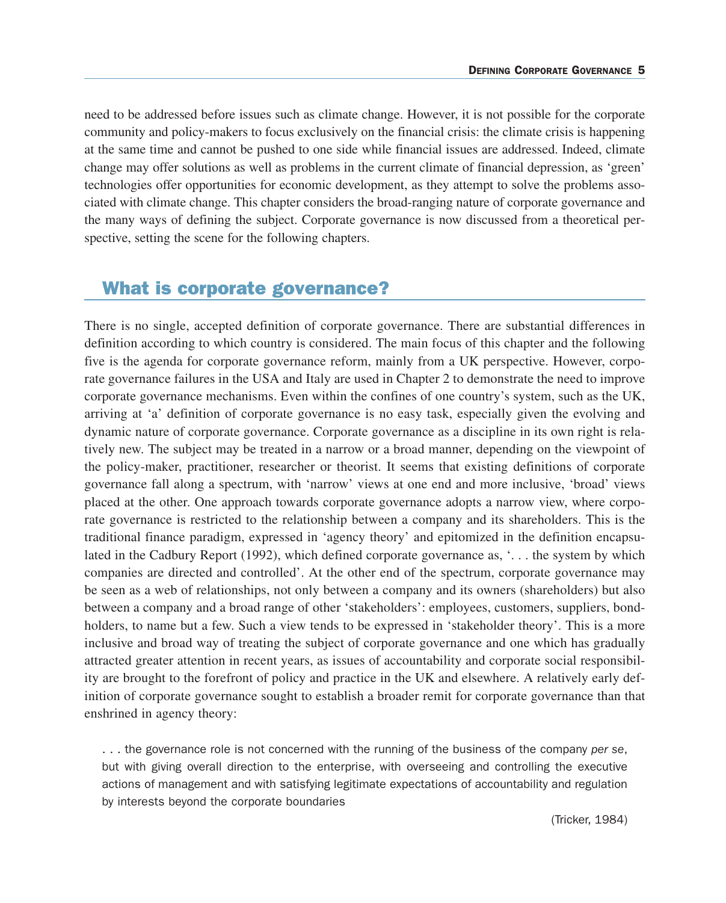need to be addressed before issues such as climate change. However, it is not possible for the corporate community and policy-makers to focus exclusively on the financial crisis: the climate crisis is happening at the same time and cannot be pushed to one side while financial issues are addressed. Indeed, climate change may offer solutions as well as problems in the current climate of financial depression, as 'green' technologies offer opportunities for economic development, as they attempt to solve the problems associated with climate change. This chapter considers the broad-ranging nature of corporate governance and the many ways of defining the subject. Corporate governance is now discussed from a theoretical perspective, setting the scene for the following chapters.

## What is corporate governance?

There is no single, accepted definition of corporate governance. There are substantial differences in definition according to which country is considered. The main focus of this chapter and the following five is the agenda for corporate governance reform, mainly from a UK perspective. However, corporate governance failures in the USA and Italy are used in Chapter 2 to demonstrate the need to improve corporate governance mechanisms. Even within the confines of one country's system, such as the UK, arriving at 'a' definition of corporate governance is no easy task, especially given the evolving and dynamic nature of corporate governance. Corporate governance as a discipline in its own right is relatively new. The subject may be treated in a narrow or a broad manner, depending on the viewpoint of the policy-maker, practitioner, researcher or theorist. It seems that existing definitions of corporate governance fall along a spectrum, with 'narrow' views at one end and more inclusive, 'broad' views placed at the other. One approach towards corporate governance adopts a narrow view, where corporate governance is restricted to the relationship between a company and its shareholders. This is the traditional finance paradigm, expressed in 'agency theory' and epitomized in the definition encapsulated in the Cadbury Report (1992), which defined corporate governance as, '. . . the system by which companies are directed and controlled'. At the other end of the spectrum, corporate governance may be seen as a web of relationships, not only between a company and its owners (shareholders) but also between a company and a broad range of other 'stakeholders': employees, customers, suppliers, bondholders, to name but a few. Such a view tends to be expressed in 'stakeholder theory'. This is a more inclusive and broad way of treating the subject of corporate governance and one which has gradually attracted greater attention in recent years, as issues of accountability and corporate social responsibility are brought to the forefront of policy and practice in the UK and elsewhere. A relatively early definition of corporate governance sought to establish a broader remit for corporate governance than that enshrined in agency theory:

> . . . the governance role is not concerned with the running of the business of the company *per se*, but with giving overall direction to the enterprise, with overseeing and controlling the executive actions of management and with satisfying legitimate expectations of accountability and regulation by interests beyond the corporate boundaries
>
> (Tricker, 1984)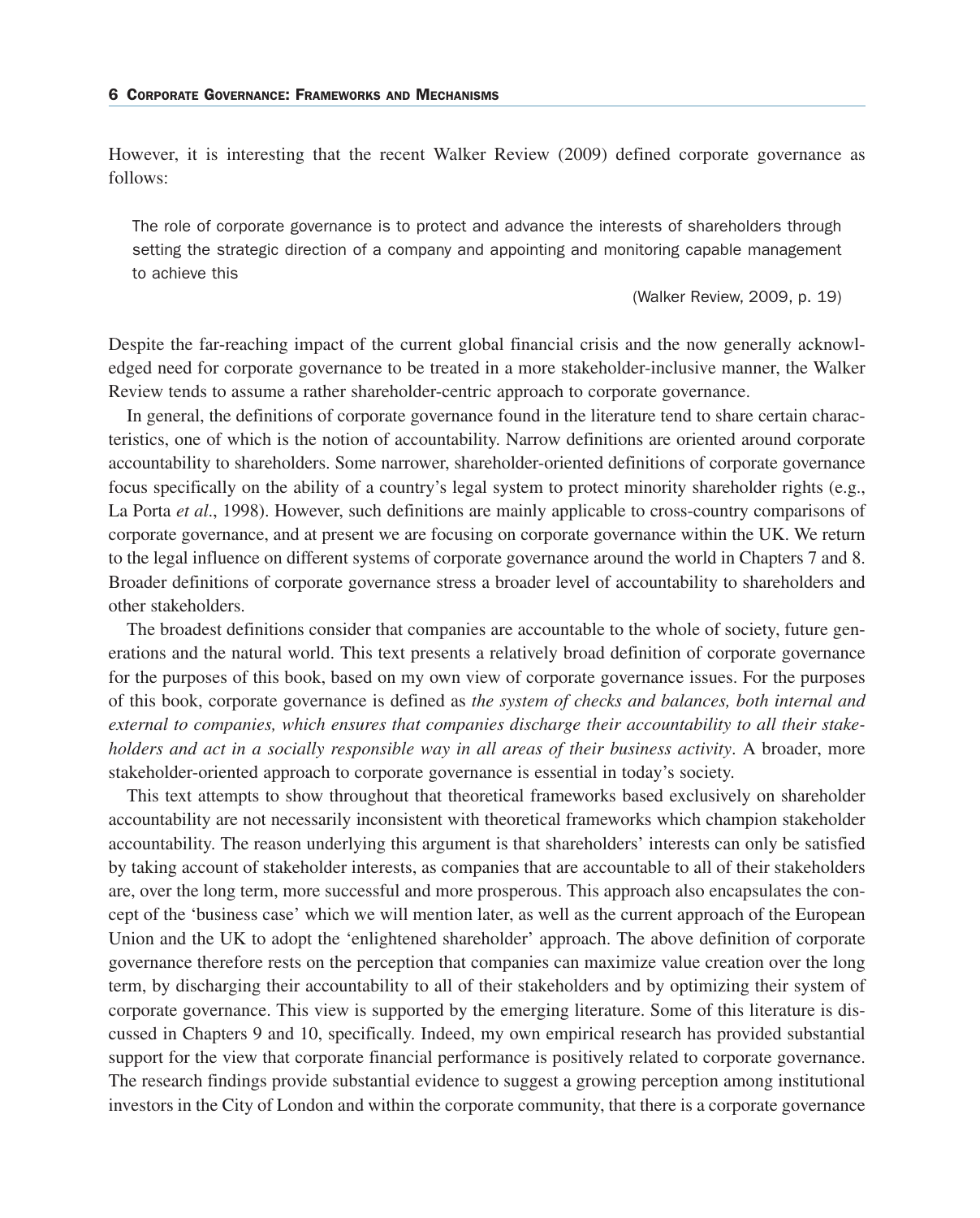However, it is interesting that the recent Walker Review (2009) defined corporate governance as follows:

> The role of corporate governance is to protect and advance the interests of shareholders through setting the strategic direction of a company and appointing and monitoring capable management to achieve this
>
> (Walker Review, 2009, p. 19)

Despite the far-reaching impact of the current global financial crisis and the now generally acknowledged need for corporate governance to be treated in a more stakeholder-inclusive manner, the Walker Review tends to assume a rather shareholder-centric approach to corporate governance.

In general, the definitions of corporate governance found in the literature tend to share certain characteristics, one of which is the notion of accountability. Narrow definitions are oriented around corporate accountability to shareholders. Some narrower, shareholder-oriented definitions of corporate governance focus specifically on the ability of a country's legal system to protect minority shareholder rights (e.g., La Porta *et al*., 1998). However, such definitions are mainly applicable to cross-country comparisons of corporate governance, and at present we are focusing on corporate governance within the UK. We return to the legal influence on different systems of corporate governance around the world in Chapters 7 and 8. Broader definitions of corporate governance stress a broader level of accountability to shareholders and other stakeholders.

The broadest definitions consider that companies are accountable to the whole of society, future generations and the natural world. This text presents a relatively broad definition of corporate governance for the purposes of this book, based on my own view of corporate governance issues. For the purposes of this book, corporate governance is defined as *the system of checks and balances, both internal and external to companies, which ensures that companies discharge their accountability to all their stakeholders and act in a socially responsible way in all areas of their business activity*. A broader, more stakeholder-oriented approach to corporate governance is essential in today's society.

This text attempts to show throughout that theoretical frameworks based exclusively on shareholder accountability are not necessarily inconsistent with theoretical frameworks which champion stakeholder accountability. The reason underlying this argument is that shareholders' interests can only be satisfied by taking account of stakeholder interests, as companies that are accountable to all of their stakeholders are, over the long term, more successful and more prosperous. This approach also encapsulates the concept of the 'business case' which we will mention later, as well as the current approach of the European Union and the UK to adopt the 'enlightened shareholder' approach. The above definition of corporate governance therefore rests on the perception that companies can maximize value creation over the long term, by discharging their accountability to all of their stakeholders and by optimizing their system of corporate governance. This view is supported by the emerging literature. Some of this literature is discussed in Chapters 9 and 10, specifically. Indeed, my own empirical research has provided substantial support for the view that corporate financial performance is positively related to corporate governance. The research findings provide substantial evidence to suggest a growing perception among institutional investors in the City of London and within the corporate community, that there is a corporate governance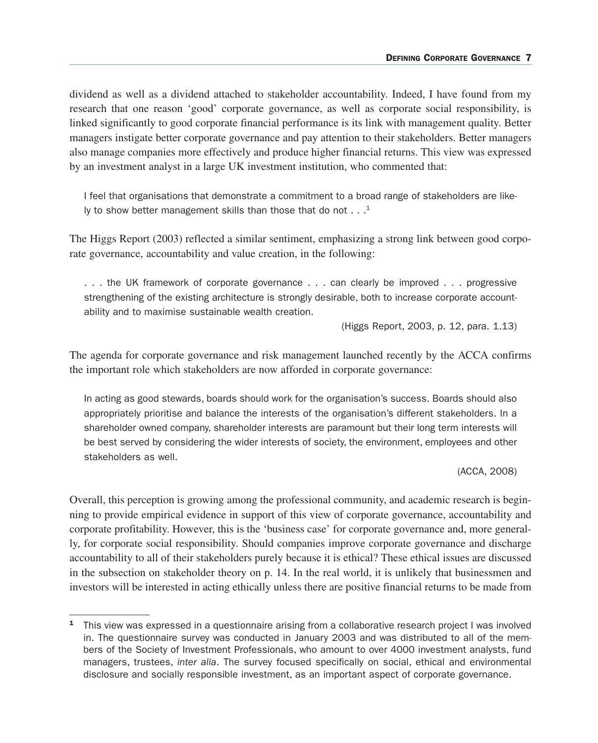dividend as well as a dividend attached to stakeholder accountability. Indeed, I have found from my research that one reason 'good' corporate governance, as well as corporate social responsibility, is linked significantly to good corporate financial performance is its link with management quality. Better managers instigate better corporate governance and pay attention to their stakeholders. Better managers also manage companies more effectively and produce higher financial returns. This view was expressed by an investment analyst in a large UK investment institution, who commented that:

> I feel that organisations that demonstrate a commitment to a broad range of stakeholders are likely to show better management skills than those that do not . . .[1]

The Higgs Report (2003) reflected a similar sentiment, emphasizing a strong link between good corporate governance, accountability and value creation, in the following:

> . . . the UK framework of corporate governance . . . can clearly be improved . . . progressive strengthening of the existing architecture is strongly desirable, both to increase corporate accountability and to maximise sustainable wealth creation.
>
> (Higgs Report, 2003, p. 12, para. 1.13)

The agenda for corporate governance and risk management launched recently by the ACCA confirms the important role which stakeholders are now afforded in corporate governance:

> In acting as good stewards, boards should work for the organisation's success. Boards should also appropriately prioritise and balance the interests of the organisation's different stakeholders. In a shareholder owned company, shareholder interests are paramount but their long term interests will be best served by considering the wider interests of society, the environment, employees and other stakeholders as well.
>
> (ACCA, 2008)

Overall, this perception is growing among the professional community, and academic research is beginning to provide empirical evidence in support of this view of corporate governance, accountability and corporate profitability. However, this is the 'business case' for corporate governance and, more generally, for corporate social responsibility. Should companies improve corporate governance and discharge accountability to all of their stakeholders purely because it is ethical? These ethical issues are discussed in the subsection on stakeholder theory on p. 14. In the real world, it is unlikely that businessmen and investors will be interested in acting ethically unless there are positive financial returns to be made from

---

[1] This view was expressed in a questionnaire arising from a collaborative research project I was involved in. The questionnaire survey was conducted in January 2003 and was distributed to all of the members of the Society of Investment Professionals, who amount to over 4000 investment analysts, fund managers, trustees, *inter alia*. The survey focused specifically on social, ethical and environmental disclosure and socially responsible investment, as an important aspect of corporate governance.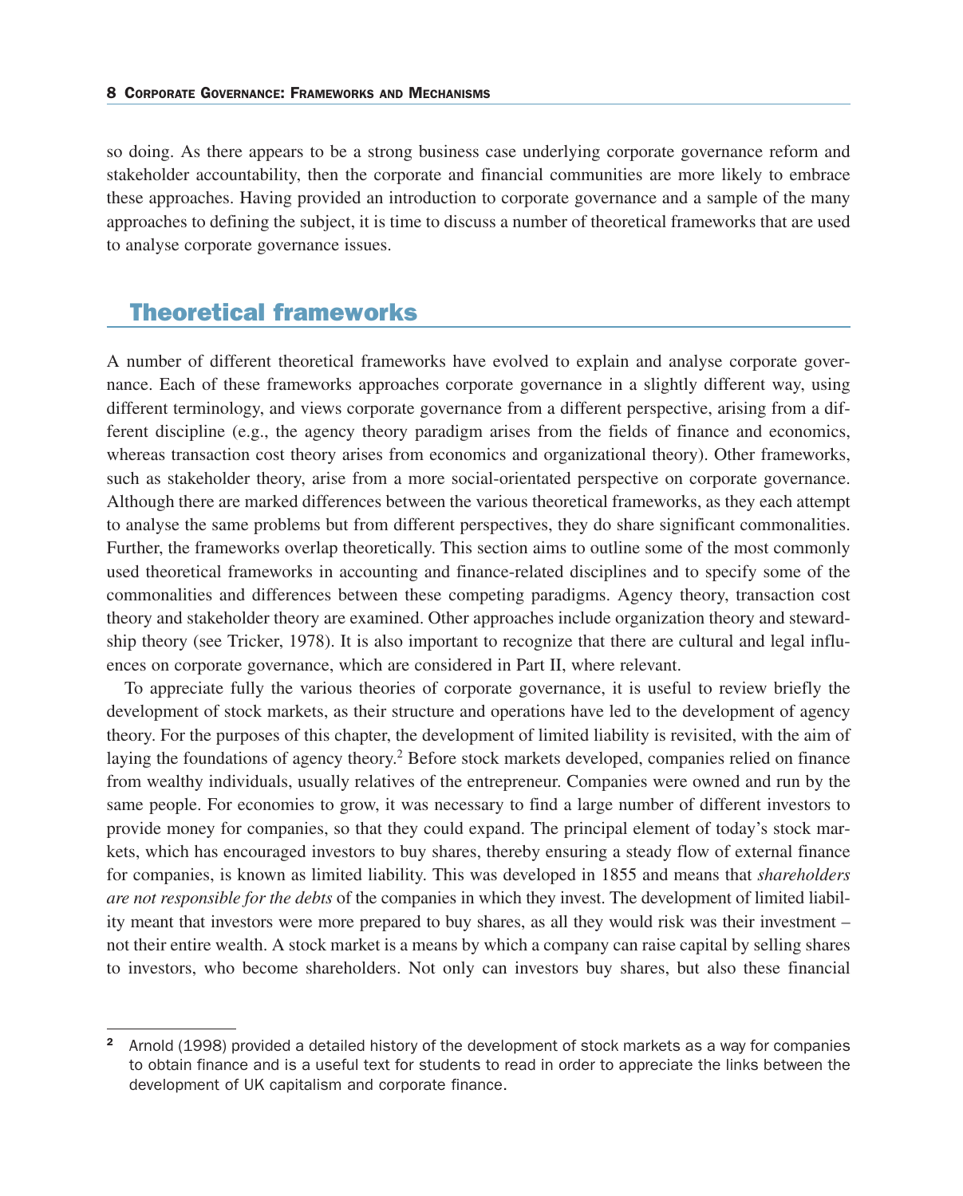so doing. As there appears to be a strong business case underlying corporate governance reform and stakeholder accountability, then the corporate and financial communities are more likely to embrace these approaches. Having provided an introduction to corporate governance and a sample of the many approaches to defining the subject, it is time to discuss a number of theoretical frameworks that are used to analyse corporate governance issues.

## Theoretical frameworks

A number of different theoretical frameworks have evolved to explain and analyse corporate governance. Each of these frameworks approaches corporate governance in a slightly different way, using different terminology, and views corporate governance from a different perspective, arising from a different discipline (e.g., the agency theory paradigm arises from the fields of finance and economics, whereas transaction cost theory arises from economics and organizational theory). Other frameworks, such as stakeholder theory, arise from a more social-orientated perspective on corporate governance. Although there are marked differences between the various theoretical frameworks, as they each attempt to analyse the same problems but from different perspectives, they do share significant commonalities. Further, the frameworks overlap theoretically. This section aims to outline some of the most commonly used theoretical frameworks in accounting and finance-related disciplines and to specify some of the commonalities and differences between these competing paradigms. Agency theory, transaction cost theory and stakeholder theory are examined. Other approaches include organization theory and stewardship theory (see Tricker, 1978). It is also important to recognize that there are cultural and legal influences on corporate governance, which are considered in Part II, where relevant.

To appreciate fully the various theories of corporate governance, it is useful to review briefly the development of stock markets, as their structure and operations have led to the development of agency theory. For the purposes of this chapter, the development of limited liability is revisited, with the aim of laying the foundations of agency theory.[2] Before stock markets developed, companies relied on finance from wealthy individuals, usually relatives of the entrepreneur. Companies were owned and run by the same people. For economies to grow, it was necessary to find a large number of different investors to provide money for companies, so that they could expand. The principal element of today's stock markets, which has encouraged investors to buy shares, thereby ensuring a steady flow of external finance for companies, is known as limited liability. This was developed in 1855 and means that *shareholders are not responsible for the debts* of the companies in which they invest. The development of limited liability meant that investors were more prepared to buy shares, as all they would risk was their investment – not their entire wealth. A stock market is a means by which a company can raise capital by selling shares to investors, who become shareholders. Not only can investors buy shares, but also these financial

---

[2] Arnold (1998) provided a detailed history of the development of stock markets as a way for companies to obtain finance and is a useful text for students to read in order to appreciate the links between the development of UK capitalism and corporate finance.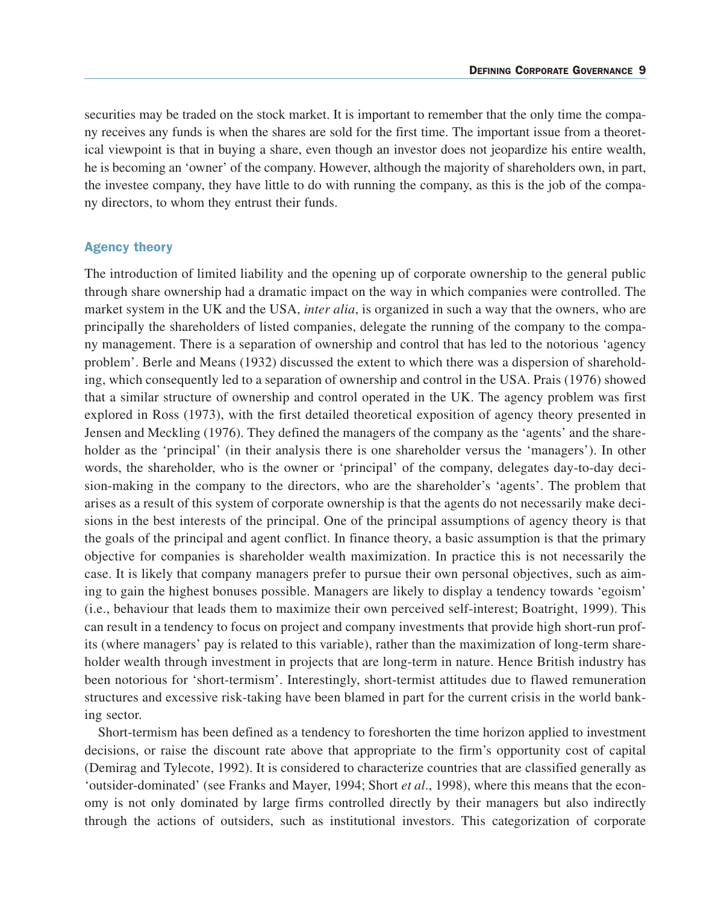securities may be traded on the stock market. It is important to remember that the only time the company receives any funds is when the shares are sold for the first time. The important issue from a theoretical viewpoint is that in buying a share, even though an investor does not jeopardize his entire wealth, he is becoming an 'owner' of the company. However, although the majority of shareholders own, in part, the investee company, they have little to do with running the company, as this is the job of the company directors, to whom they entrust their funds.

## Agency theory

The introduction of limited liability and the opening up of corporate ownership to the general public through share ownership had a dramatic impact on the way in which companies were controlled. The market system in the UK and the USA, *inter alia*, is organized in such a way that the owners, who are principally the shareholders of listed companies, delegate the running of the company to the company management. There is a separation of ownership and control that has led to the notorious 'agency problem'. Berle and Means (1932) discussed the extent to which there was a dispersion of shareholding, which consequently led to a separation of ownership and control in the USA. Prais (1976) showed that a similar structure of ownership and control operated in the UK. The agency problem was first explored in Ross (1973), with the first detailed theoretical exposition of agency theory presented in Jensen and Meckling (1976). They defined the managers of the company as the 'agents' and the shareholder as the 'principal' (in their analysis there is one shareholder versus the 'managers'). In other words, the shareholder, who is the owner or 'principal' of the company, delegates day-to-day decision-making in the company to the directors, who are the shareholder's 'agents'. The problem that arises as a result of this system of corporate ownership is that the agents do not necessarily make decisions in the best interests of the principal. One of the principal assumptions of agency theory is that the goals of the principal and agent conflict. In finance theory, a basic assumption is that the primary objective for companies is shareholder wealth maximization. In practice this is not necessarily the case. It is likely that company managers prefer to pursue their own personal objectives, such as aiming to gain the highest bonuses possible. Managers are likely to display a tendency towards 'egoism' (i.e., behaviour that leads them to maximize their own perceived self-interest; Boatright, 1999). This can result in a tendency to focus on project and company investments that provide high short-run profits (where managers' pay is related to this variable), rather than the maximization of long-term shareholder wealth through investment in projects that are long-term in nature. Hence British industry has been notorious for 'short-termism'. Interestingly, short-termist attitudes due to flawed remuneration structures and excessive risk-taking have been blamed in part for the current crisis in the world banking sector.

Short-termism has been defined as a tendency to foreshorten the time horizon applied to investment decisions, or raise the discount rate above that appropriate to the firm's opportunity cost of capital (Demirag and Tylecote, 1992). It is considered to characterize countries that are classified generally as 'outsider-dominated' (see Franks and Mayer, 1994; Short *et al*., 1998), where this means that the economy is not only dominated by large firms controlled directly by their managers but also indirectly through the actions of outsiders, such as institutional investors. This categorization of corporate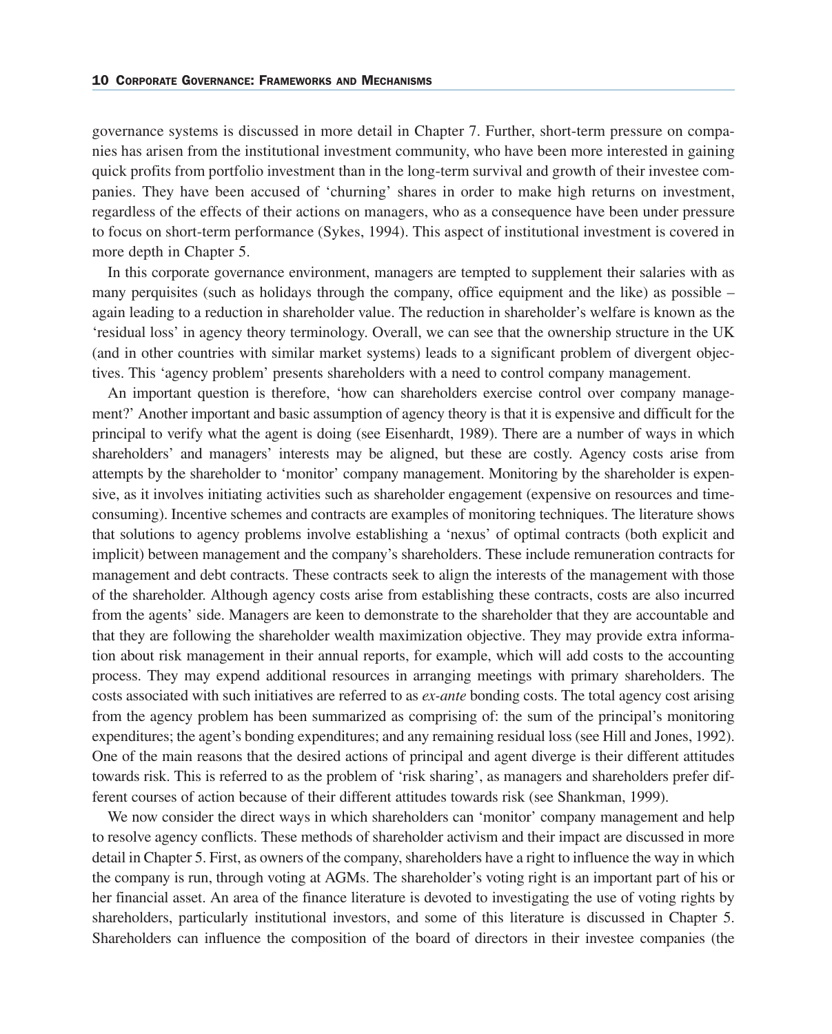governance systems is discussed in more detail in Chapter 7. Further, short-term pressure on companies has arisen from the institutional investment community, who have been more interested in gaining quick profits from portfolio investment than in the long-term survival and growth of their investee companies. They have been accused of 'churning' shares in order to make high returns on investment, regardless of the effects of their actions on managers, who as a consequence have been under pressure to focus on short-term performance (Sykes, 1994). This aspect of institutional investment is covered in more depth in Chapter 5.

In this corporate governance environment, managers are tempted to supplement their salaries with as many perquisites (such as holidays through the company, office equipment and the like) as possible – again leading to a reduction in shareholder value. The reduction in shareholder's welfare is known as the 'residual loss' in agency theory terminology. Overall, we can see that the ownership structure in the UK (and in other countries with similar market systems) leads to a significant problem of divergent objectives. This 'agency problem' presents shareholders with a need to control company management.

An important question is therefore, 'how can shareholders exercise control over company management?' Another important and basic assumption of agency theory is that it is expensive and difficult for the principal to verify what the agent is doing (see Eisenhardt, 1989). There are a number of ways in which shareholders' and managers' interests may be aligned, but these are costly. Agency costs arise from attempts by the shareholder to 'monitor' company management. Monitoring by the shareholder is expensive, as it involves initiating activities such as shareholder engagement (expensive on resources and time-consuming). Incentive schemes and contracts are examples of monitoring techniques. The literature shows that solutions to agency problems involve establishing a 'nexus' of optimal contracts (both explicit and implicit) between management and the company's shareholders. These include remuneration contracts for management and debt contracts. These contracts seek to align the interests of the management with those of the shareholder. Although agency costs arise from establishing these contracts, costs are also incurred from the agents' side. Managers are keen to demonstrate to the shareholder that they are accountable and that they are following the shareholder wealth maximization objective. They may provide extra information about risk management in their annual reports, for example, which will add costs to the accounting process. They may expend additional resources in arranging meetings with primary shareholders. The costs associated with such initiatives are referred to as *ex-ante* bonding costs. The total agency cost arising from the agency problem has been summarized as comprising of: the sum of the principal's monitoring expenditures; the agent's bonding expenditures; and any remaining residual loss (see Hill and Jones, 1992). One of the main reasons that the desired actions of principal and agent diverge is their different attitudes towards risk. This is referred to as the problem of 'risk sharing', as managers and shareholders prefer different courses of action because of their different attitudes towards risk (see Shankman, 1999).

We now consider the direct ways in which shareholders can 'monitor' company management and help to resolve agency conflicts. These methods of shareholder activism and their impact are discussed in more detail in Chapter 5. First, as owners of the company, shareholders have a right to influence the way in which the company is run, through voting at AGMs. The shareholder's voting right is an important part of his or her financial asset. An area of the finance literature is devoted to investigating the use of voting rights by shareholders, particularly institutional investors, and some of this literature is discussed in Chapter 5. Shareholders can influence the composition of the board of directors in their investee companies (the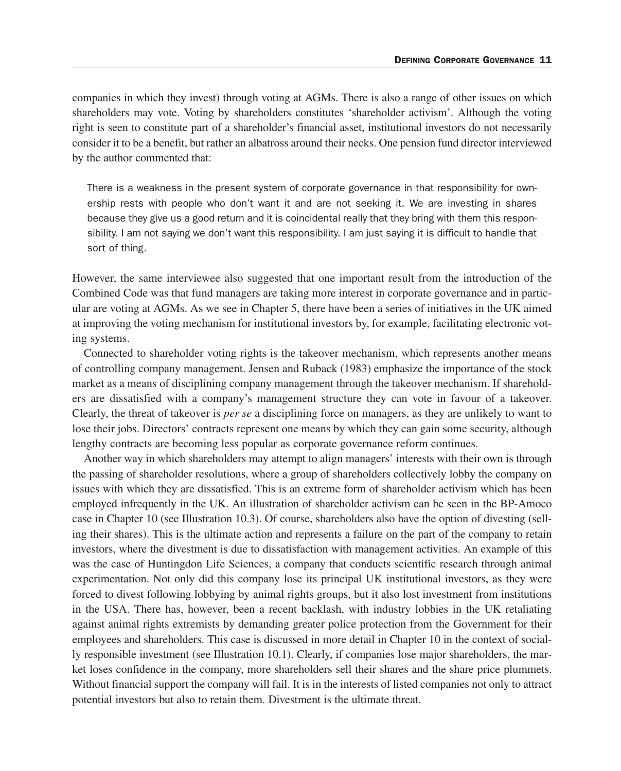companies in which they invest) through voting at AGMs. There is also a range of other issues on which shareholders may vote. Voting by shareholders constitutes 'shareholder activism'. Although the voting right is seen to constitute part of a shareholder's financial asset, institutional investors do not necessarily consider it to be a benefit, but rather an albatross around their necks. One pension fund director interviewed by the author commented that:

> There is a weakness in the present system of corporate governance in that responsibility for ownership rests with people who don't want it and are not seeking it. We are investing in shares because they give us a good return and it is coincidental really that they bring with them this responsibility. I am not saying we don't want this responsibility. I am just saying it is difficult to handle that sort of thing.

However, the same interviewee also suggested that one important result from the introduction of the Combined Code was that fund managers are taking more interest in corporate governance and in particular are voting at AGMs. As we see in Chapter 5, there have been a series of initiatives in the UK aimed at improving the voting mechanism for institutional investors by, for example, facilitating electronic voting systems.

Connected to shareholder voting rights is the takeover mechanism, which represents another means of controlling company management. Jensen and Ruback (1983) emphasize the importance of the stock market as a means of disciplining company management through the takeover mechanism. If shareholders are dissatisfied with a company's management structure they can vote in favour of a takeover. Clearly, the threat of takeover is *per se* a disciplining force on managers, as they are unlikely to want to lose their jobs. Directors' contracts represent one means by which they can gain some security, although lengthy contracts are becoming less popular as corporate governance reform continues.

Another way in which shareholders may attempt to align managers' interests with their own is through the passing of shareholder resolutions, where a group of shareholders collectively lobby the company on issues with which they are dissatisfied. This is an extreme form of shareholder activism which has been employed infrequently in the UK. An illustration of shareholder activism can be seen in the BP-Amoco case in Chapter 10 (see Illustration 10.3). Of course, shareholders also have the option of divesting (selling their shares). This is the ultimate action and represents a failure on the part of the company to retain investors, where the divestment is due to dissatisfaction with management activities. An example of this was the case of Huntingdon Life Sciences, a company that conducts scientific research through animal experimentation. Not only did this company lose its principal UK institutional investors, as they were forced to divest following lobbying by animal rights groups, but it also lost investment from institutions in the USA. There has, however, been a recent backlash, with industry lobbies in the UK retaliating against animal rights extremists by demanding greater police protection from the Government for their employees and shareholders. This case is discussed in more detail in Chapter 10 in the context of socially responsible investment (see Illustration 10.1). Clearly, if companies lose major shareholders, the market loses confidence in the company, more shareholders sell their shares and the share price plummets. Without financial support the company will fail. It is in the interests of listed companies not only to attract potential investors but also to retain them. Divestment is the ultimate threat.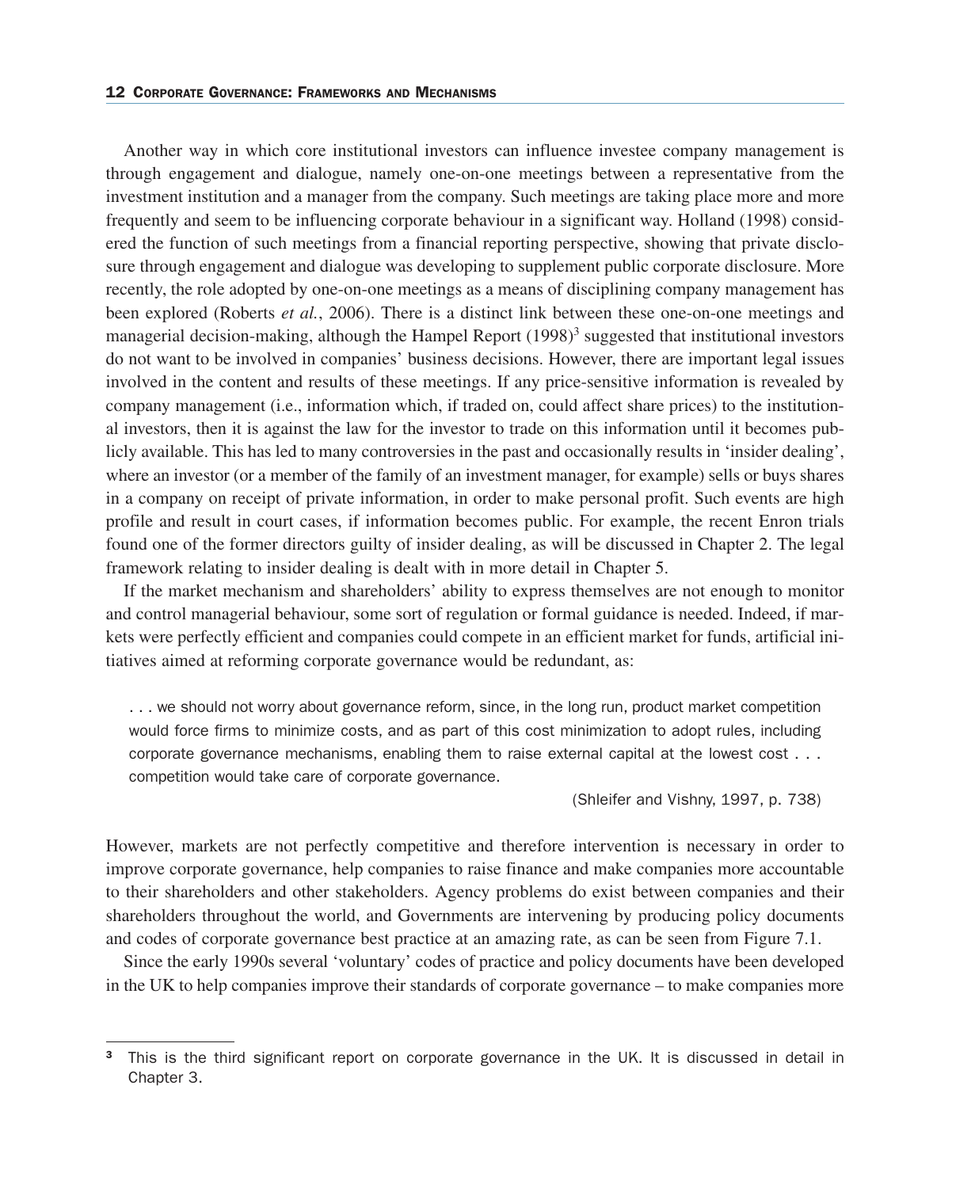Another way in which core institutional investors can influence investee company management is through engagement and dialogue, namely one-on-one meetings between a representative from the investment institution and a manager from the company. Such meetings are taking place more and more frequently and seem to be influencing corporate behaviour in a significant way. Holland (1998) considered the function of such meetings from a financial reporting perspective, showing that private disclosure through engagement and dialogue was developing to supplement public corporate disclosure. More recently, the role adopted by one-on-one meetings as a means of disciplining company management has been explored (Roberts *et al.*, 2006). There is a distinct link between these one-on-one meetings and managerial decision-making, although the Hampel Report (1998)[3] suggested that institutional investors do not want to be involved in companies' business decisions. However, there are important legal issues involved in the content and results of these meetings. If any price-sensitive information is revealed by company management (i.e., information which, if traded on, could affect share prices) to the institutional investors, then it is against the law for the investor to trade on this information until it becomes publicly available. This has led to many controversies in the past and occasionally results in 'insider dealing', where an investor (or a member of the family of an investment manager, for example) sells or buys shares in a company on receipt of private information, in order to make personal profit. Such events are high profile and result in court cases, if information becomes public. For example, the recent Enron trials found one of the former directors guilty of insider dealing, as will be discussed in Chapter 2. The legal framework relating to insider dealing is dealt with in more detail in Chapter 5.

If the market mechanism and shareholders' ability to express themselves are not enough to monitor and control managerial behaviour, some sort of regulation or formal guidance is needed. Indeed, if markets were perfectly efficient and companies could compete in an efficient market for funds, artificial initiatives aimed at reforming corporate governance would be redundant, as:

> . . . we should not worry about governance reform, since, in the long run, product market competition would force firms to minimize costs, and as part of this cost minimization to adopt rules, including corporate governance mechanisms, enabling them to raise external capital at the lowest cost . . . competition would take care of corporate governance.
>
> (Shleifer and Vishny, 1997, p. 738)

However, markets are not perfectly competitive and therefore intervention is necessary in order to improve corporate governance, help companies to raise finance and make companies more accountable to their shareholders and other stakeholders. Agency problems do exist between companies and their shareholders throughout the world, and Governments are intervening by producing policy documents and codes of corporate governance best practice at an amazing rate, as can be seen from Figure 7.1.

Since the early 1990s several 'voluntary' codes of practice and policy documents have been developed in the UK to help companies improve their standards of corporate governance – to make companies more

---

[3] This is the third significant report on corporate governance in the UK. It is discussed in detail in Chapter 3.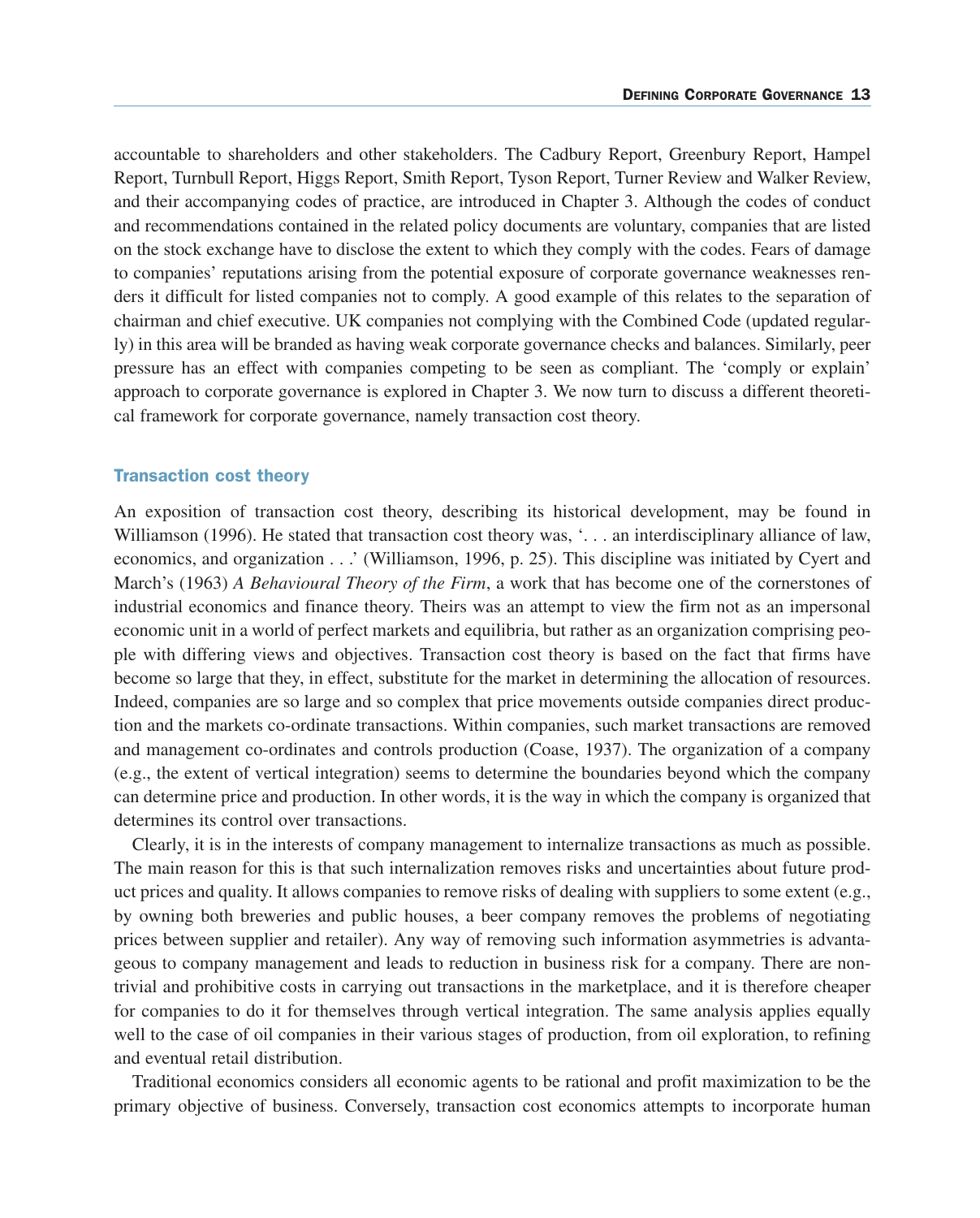accountable to shareholders and other stakeholders. The Cadbury Report, Greenbury Report, Hampel Report, Turnbull Report, Higgs Report, Smith Report, Tyson Report, Turner Review and Walker Review, and their accompanying codes of practice, are introduced in Chapter 3. Although the codes of conduct and recommendations contained in the related policy documents are voluntary, companies that are listed on the stock exchange have to disclose the extent to which they comply with the codes. Fears of damage to companies' reputations arising from the potential exposure of corporate governance weaknesses renders it difficult for listed companies not to comply. A good example of this relates to the separation of chairman and chief executive. UK companies not complying with the Combined Code (updated regularly) in this area will be branded as having weak corporate governance checks and balances. Similarly, peer pressure has an effect with companies competing to be seen as compliant. The 'comply or explain' approach to corporate governance is explored in Chapter 3. We now turn to discuss a different theoretical framework for corporate governance, namely transaction cost theory.

### Transaction cost theory

An exposition of transaction cost theory, describing its historical development, may be found in Williamson (1996). He stated that transaction cost theory was, '. . . an interdisciplinary alliance of law, economics, and organization . . .' (Williamson, 1996, p. 25). This discipline was initiated by Cyert and March's (1963) *A Behavioural Theory of the Firm*, a work that has become one of the cornerstones of industrial economics and finance theory. Theirs was an attempt to view the firm not as an impersonal economic unit in a world of perfect markets and equilibria, but rather as an organization comprising people with differing views and objectives. Transaction cost theory is based on the fact that firms have become so large that they, in effect, substitute for the market in determining the allocation of resources. Indeed, companies are so large and so complex that price movements outside companies direct production and the markets co-ordinate transactions. Within companies, such market transactions are removed and management co-ordinates and controls production (Coase, 1937). The organization of a company (e.g., the extent of vertical integration) seems to determine the boundaries beyond which the company can determine price and production. In other words, it is the way in which the company is organized that determines its control over transactions.

Clearly, it is in the interests of company management to internalize transactions as much as possible. The main reason for this is that such internalization removes risks and uncertainties about future product prices and quality. It allows companies to remove risks of dealing with suppliers to some extent (e.g., by owning both breweries and public houses, a beer company removes the problems of negotiating prices between supplier and retailer). Any way of removing such information asymmetries is advantageous to company management and leads to reduction in business risk for a company. There are non-trivial and prohibitive costs in carrying out transactions in the marketplace, and it is therefore cheaper for companies to do it for themselves through vertical integration. The same analysis applies equally well to the case of oil companies in their various stages of production, from oil exploration, to refining and eventual retail distribution.

Traditional economics considers all economic agents to be rational and profit maximization to be the primary objective of business. Conversely, transaction cost economics attempts to incorporate human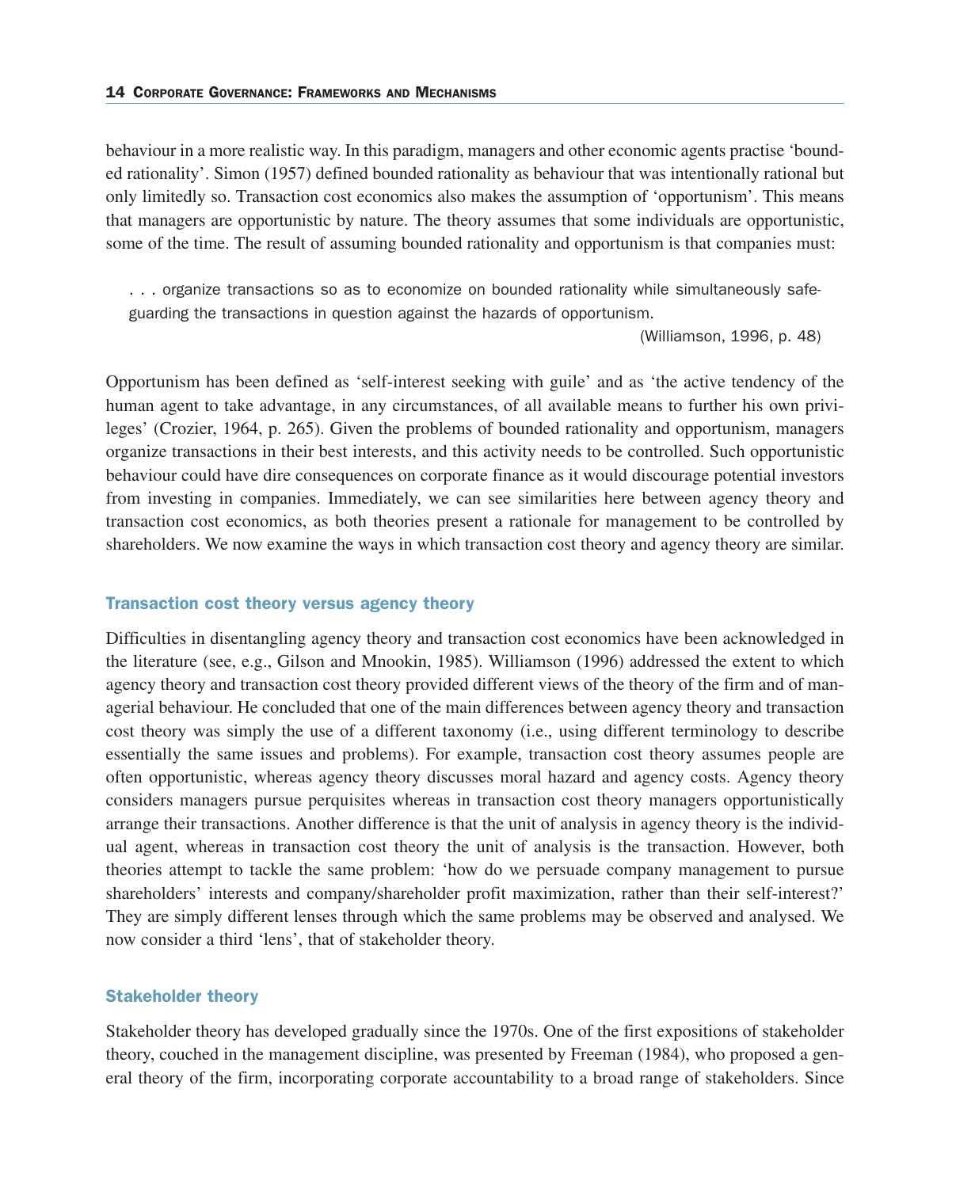behaviour in a more realistic way. In this paradigm, managers and other economic agents practise 'bounded rationality'. Simon (1957) defined bounded rationality as behaviour that was intentionally rational but only limitedly so. Transaction cost economics also makes the assumption of 'opportunism'. This means that managers are opportunistic by nature. The theory assumes that some individuals are opportunistic, some of the time. The result of assuming bounded rationality and opportunism is that companies must:

> . . . organize transactions so as to economize on bounded rationality while simultaneously safeguarding the transactions in question against the hazards of opportunism.
>
> (Williamson, 1996, p. 48)

Opportunism has been defined as 'self-interest seeking with guile' and as 'the active tendency of the human agent to take advantage, in any circumstances, of all available means to further his own privileges' (Crozier, 1964, p. 265). Given the problems of bounded rationality and opportunism, managers organize transactions in their best interests, and this activity needs to be controlled. Such opportunistic behaviour could have dire consequences on corporate finance as it would discourage potential investors from investing in companies. Immediately, we can see similarities here between agency theory and transaction cost economics, as both theories present a rationale for management to be controlled by shareholders. We now examine the ways in which transaction cost theory and agency theory are similar.

### Transaction cost theory versus agency theory

Difficulties in disentangling agency theory and transaction cost economics have been acknowledged in the literature (see, e.g., Gilson and Mnookin, 1985). Williamson (1996) addressed the extent to which agency theory and transaction cost theory provided different views of the theory of the firm and of managerial behaviour. He concluded that one of the main differences between agency theory and transaction cost theory was simply the use of a different taxonomy (i.e., using different terminology to describe essentially the same issues and problems). For example, transaction cost theory assumes people are often opportunistic, whereas agency theory discusses moral hazard and agency costs. Agency theory considers managers pursue perquisites whereas in transaction cost theory managers opportunistically arrange their transactions. Another difference is that the unit of analysis in agency theory is the individual agent, whereas in transaction cost theory the unit of analysis is the transaction. However, both theories attempt to tackle the same problem: 'how do we persuade company management to pursue shareholders' interests and company/shareholder profit maximization, rather than their self-interest?' They are simply different lenses through which the same problems may be observed and analysed. We now consider a third 'lens', that of stakeholder theory.

### Stakeholder theory

Stakeholder theory has developed gradually since the 1970s. One of the first expositions of stakeholder theory, couched in the management discipline, was presented by Freeman (1984), who proposed a general theory of the firm, incorporating corporate accountability to a broad range of stakeholders. Since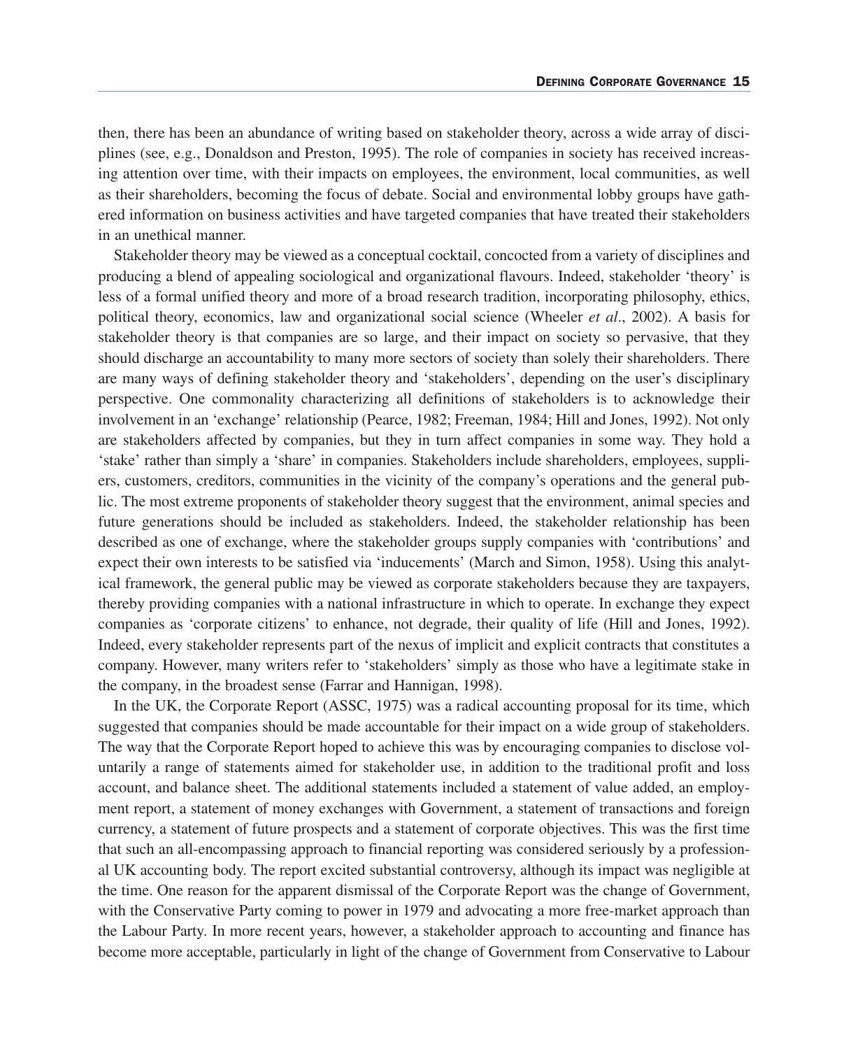then, there has been an abundance of writing based on stakeholder theory, across a wide array of disciplines (see, e.g., Donaldson and Preston, 1995). The role of companies in society has received increasing attention over time, with their impacts on employees, the environment, local communities, as well as their shareholders, becoming the focus of debate. Social and environmental lobby groups have gathered information on business activities and have targeted companies that have treated their stakeholders in an unethical manner.

Stakeholder theory may be viewed as a conceptual cocktail, concocted from a variety of disciplines and producing a blend of appealing sociological and organizational flavours. Indeed, stakeholder 'theory' is less of a formal unified theory and more of a broad research tradition, incorporating philosophy, ethics, political theory, economics, law and organizational social science (Wheeler *et al*., 2002). A basis for stakeholder theory is that companies are so large, and their impact on society so pervasive, that they should discharge an accountability to many more sectors of society than solely their shareholders. There are many ways of defining stakeholder theory and 'stakeholders', depending on the user's disciplinary perspective. One commonality characterizing all definitions of stakeholders is to acknowledge their involvement in an 'exchange' relationship (Pearce, 1982; Freeman, 1984; Hill and Jones, 1992). Not only are stakeholders affected by companies, but they in turn affect companies in some way. They hold a 'stake' rather than simply a 'share' in companies. Stakeholders include shareholders, employees, suppliers, customers, creditors, communities in the vicinity of the company's operations and the general public. The most extreme proponents of stakeholder theory suggest that the environment, animal species and future generations should be included as stakeholders. Indeed, the stakeholder relationship has been described as one of exchange, where the stakeholder groups supply companies with 'contributions' and expect their own interests to be satisfied via 'inducements' (March and Simon, 1958). Using this analytical framework, the general public may be viewed as corporate stakeholders because they are taxpayers, thereby providing companies with a national infrastructure in which to operate. In exchange they expect companies as 'corporate citizens' to enhance, not degrade, their quality of life (Hill and Jones, 1992). Indeed, every stakeholder represents part of the nexus of implicit and explicit contracts that constitutes a company. However, many writers refer to 'stakeholders' simply as those who have a legitimate stake in the company, in the broadest sense (Farrar and Hannigan, 1998).

In the UK, the Corporate Report (ASSC, 1975) was a radical accounting proposal for its time, which suggested that companies should be made accountable for their impact on a wide group of stakeholders. The way that the Corporate Report hoped to achieve this was by encouraging companies to disclose voluntarily a range of statements aimed for stakeholder use, in addition to the traditional profit and loss account, and balance sheet. The additional statements included a statement of value added, an employment report, a statement of money exchanges with Government, a statement of transactions and foreign currency, a statement of future prospects and a statement of corporate objectives. This was the first time that such an all-encompassing approach to financial reporting was considered seriously by a professional UK accounting body. The report excited substantial controversy, although its impact was negligible at the time. One reason for the apparent dismissal of the Corporate Report was the change of Government, with the Conservative Party coming to power in 1979 and advocating a more free-market approach than the Labour Party. In more recent years, however, a stakeholder approach to accounting and finance has become more acceptable, particularly in light of the change of Government from Conservative to Labour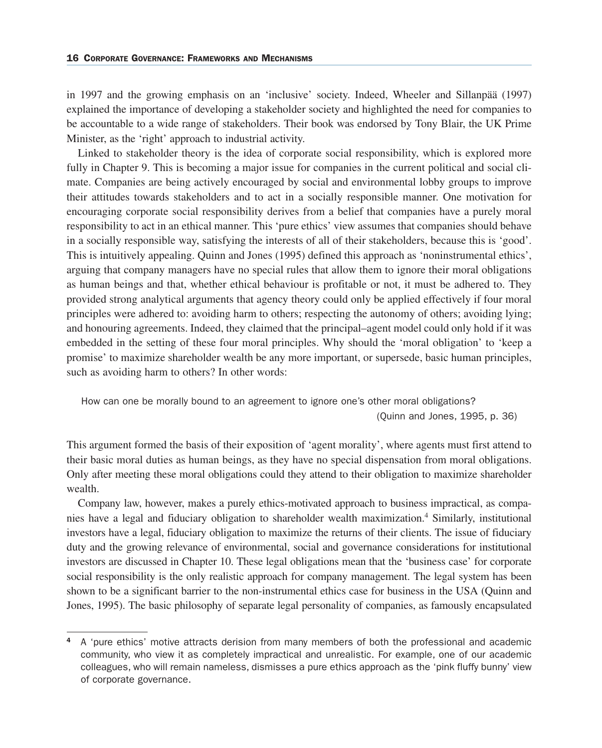in 1997 and the growing emphasis on an 'inclusive' society. Indeed, Wheeler and Sillanpää (1997) explained the importance of developing a stakeholder society and highlighted the need for companies to be accountable to a wide range of stakeholders. Their book was endorsed by Tony Blair, the UK Prime Minister, as the 'right' approach to industrial activity.

Linked to stakeholder theory is the idea of corporate social responsibility, which is explored more fully in Chapter 9. This is becoming a major issue for companies in the current political and social climate. Companies are being actively encouraged by social and environmental lobby groups to improve their attitudes towards stakeholders and to act in a socially responsible manner. One motivation for encouraging corporate social responsibility derives from a belief that companies have a purely moral responsibility to act in an ethical manner. This 'pure ethics' view assumes that companies should behave in a socially responsible way, satisfying the interests of all of their stakeholders, because this is 'good'. This is intuitively appealing. Quinn and Jones (1995) defined this approach as 'noninstrumental ethics', arguing that company managers have no special rules that allow them to ignore their moral obligations as human beings and that, whether ethical behaviour is profitable or not, it must be adhered to. They provided strong analytical arguments that agency theory could only be applied effectively if four moral principles were adhered to: avoiding harm to others; respecting the autonomy of others; avoiding lying; and honouring agreements. Indeed, they claimed that the principal–agent model could only hold if it was embedded in the setting of these four moral principles. Why should the 'moral obligation' to 'keep a promise' to maximize shareholder wealth be any more important, or supersede, basic human principles, such as avoiding harm to others? In other words:

> How can one be morally bound to an agreement to ignore one's other moral obligations?
>
> (Quinn and Jones, 1995, p. 36)

This argument formed the basis of their exposition of 'agent morality', where agents must first attend to their basic moral duties as human beings, as they have no special dispensation from moral obligations. Only after meeting these moral obligations could they attend to their obligation to maximize shareholder wealth.

Company law, however, makes a purely ethics-motivated approach to business impractical, as companies have a legal and fiduciary obligation to shareholder wealth maximization.[4] Similarly, institutional investors have a legal, fiduciary obligation to maximize the returns of their clients. The issue of fiduciary duty and the growing relevance of environmental, social and governance considerations for institutional investors are discussed in Chapter 10. These legal obligations mean that the 'business case' for corporate social responsibility is the only realistic approach for company management. The legal system has been shown to be a significant barrier to the non-instrumental ethics case for business in the USA (Quinn and Jones, 1995). The basic philosophy of separate legal personality of companies, as famously encapsulated

---

[4] A 'pure ethics' motive attracts derision from many members of both the professional and academic community, who view it as completely impractical and unrealistic. For example, one of our academic colleagues, who will remain nameless, dismisses a pure ethics approach as the 'pink fluffy bunny' view of corporate governance.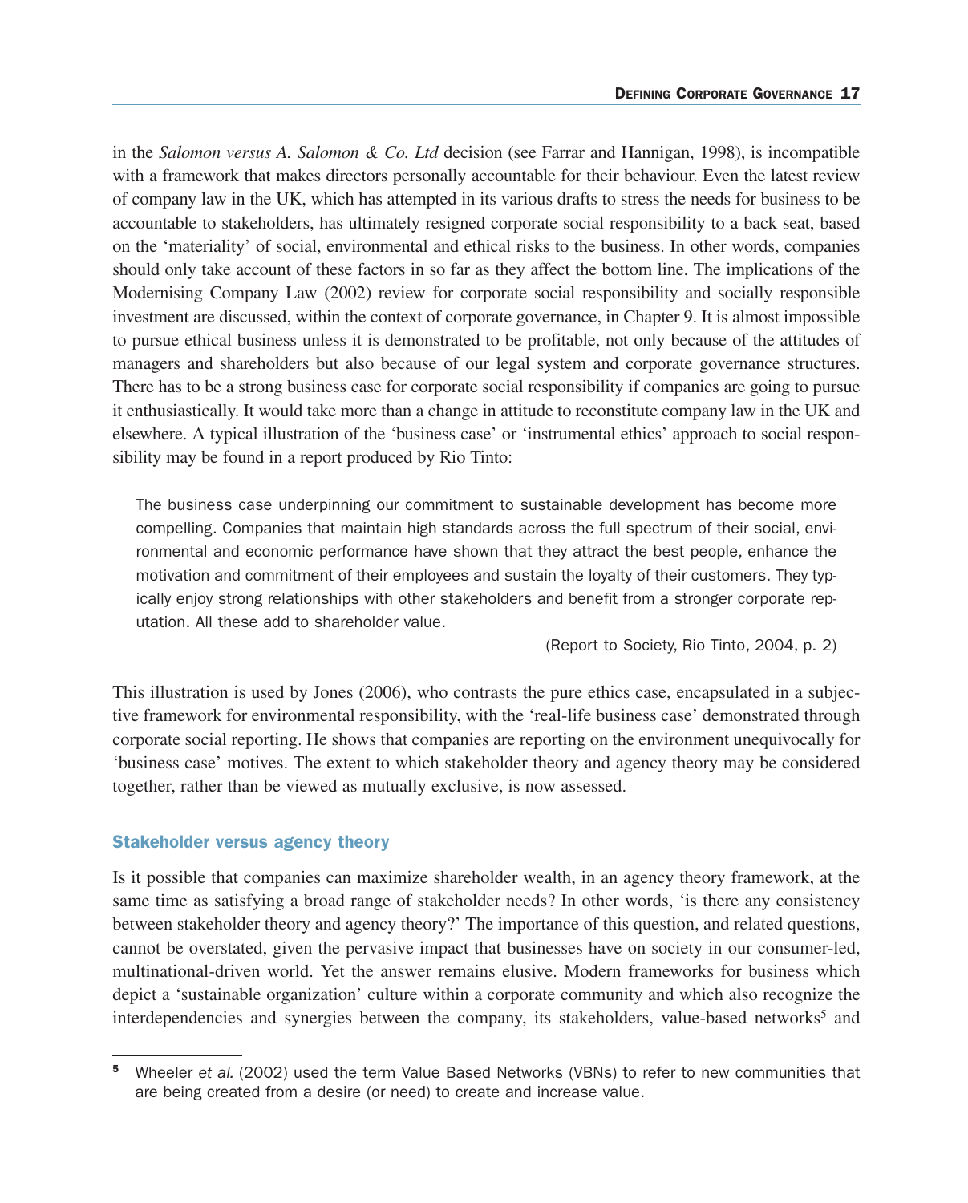in the *Salomon versus A. Salomon & Co. Ltd* decision (see Farrar and Hannigan, 1998), is incompatible with a framework that makes directors personally accountable for their behaviour. Even the latest review of company law in the UK, which has attempted in its various drafts to stress the needs for business to be accountable to stakeholders, has ultimately resigned corporate social responsibility to a back seat, based on the 'materiality' of social, environmental and ethical risks to the business. In other words, companies should only take account of these factors in so far as they affect the bottom line. The implications of the Modernising Company Law (2002) review for corporate social responsibility and socially responsible investment are discussed, within the context of corporate governance, in Chapter 9. It is almost impossible to pursue ethical business unless it is demonstrated to be profitable, not only because of the attitudes of managers and shareholders but also because of our legal system and corporate governance structures. There has to be a strong business case for corporate social responsibility if companies are going to pursue it enthusiastically. It would take more than a change in attitude to reconstitute company law in the UK and elsewhere. A typical illustration of the 'business case' or 'instrumental ethics' approach to social responsibility may be found in a report produced by Rio Tinto:

> The business case underpinning our commitment to sustainable development has become more compelling. Companies that maintain high standards across the full spectrum of their social, environmental and economic performance have shown that they attract the best people, enhance the motivation and commitment of their employees and sustain the loyalty of their customers. They typically enjoy strong relationships with other stakeholders and benefit from a stronger corporate reputation. All these add to shareholder value.
>
> (Report to Society, Rio Tinto, 2004, p. 2)

This illustration is used by Jones (2006), who contrasts the pure ethics case, encapsulated in a subjective framework for environmental responsibility, with the 'real-life business case' demonstrated through corporate social reporting. He shows that companies are reporting on the environment unequivocally for 'business case' motives. The extent to which stakeholder theory and agency theory may be considered together, rather than be viewed as mutually exclusive, is now assessed.

### Stakeholder versus agency theory

Is it possible that companies can maximize shareholder wealth, in an agency theory framework, at the same time as satisfying a broad range of stakeholder needs? In other words, 'is there any consistency between stakeholder theory and agency theory?' The importance of this question, and related questions, cannot be overstated, given the pervasive impact that businesses have on society in our consumer-led, multinational-driven world. Yet the answer remains elusive. Modern frameworks for business which depict a 'sustainable organization' culture within a corporate community and which also recognize the interdependencies and synergies between the company, its stakeholders, value-based networks[5] and

[5] Wheeler *et al.* (2002) used the term Value Based Networks (VBNs) to refer to new communities that are being created from a desire (or need) to create and increase value.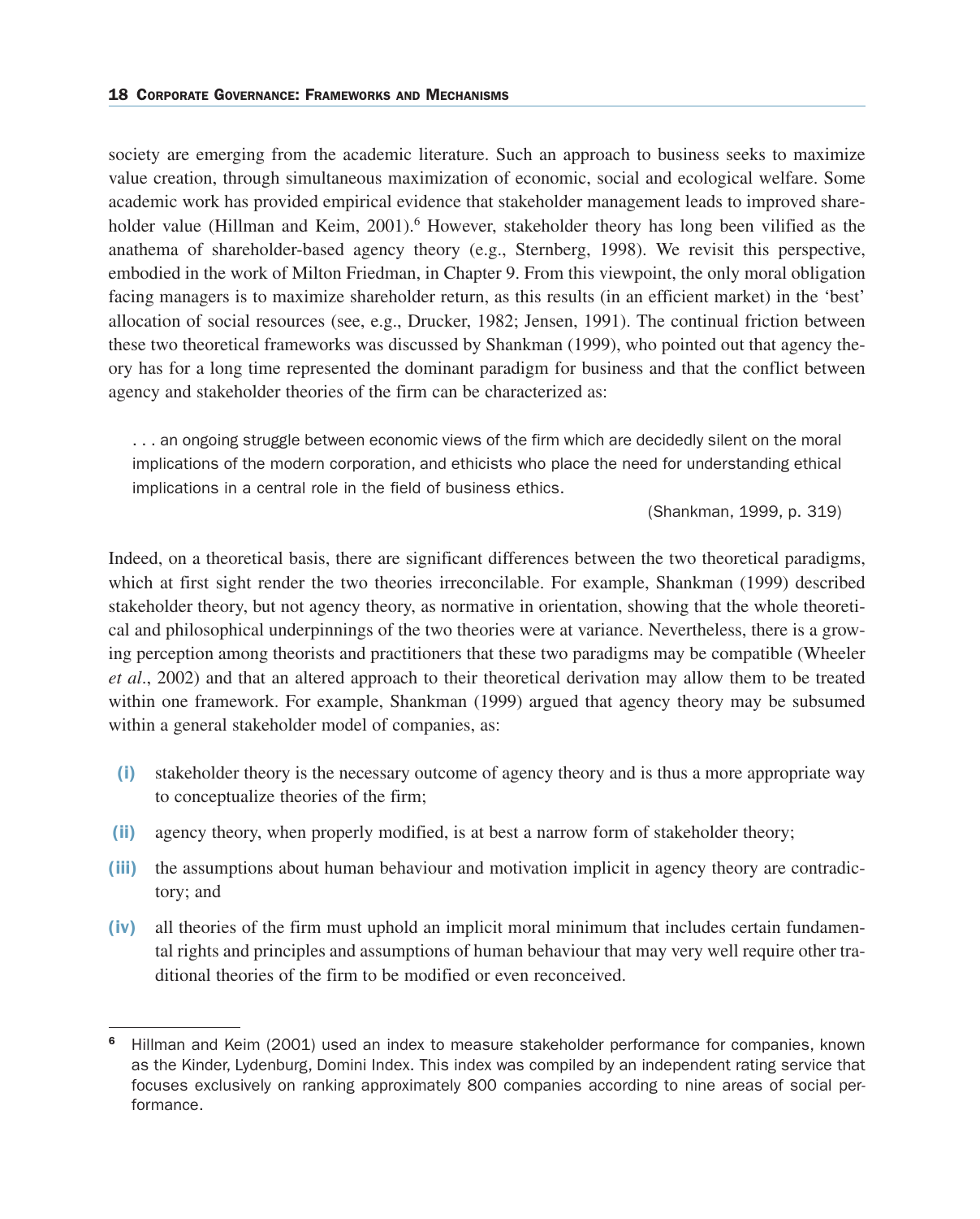society are emerging from the academic literature. Such an approach to business seeks to maximize value creation, through simultaneous maximization of economic, social and ecological welfare. Some academic work has provided empirical evidence that stakeholder management leads to improved shareholder value (Hillman and Keim, 2001).[6] However, stakeholder theory has long been vilified as the anathema of shareholder-based agency theory (e.g., Sternberg, 1998). We revisit this perspective, embodied in the work of Milton Friedman, in Chapter 9. From this viewpoint, the only moral obligation facing managers is to maximize shareholder return, as this results (in an efficient market) in the 'best' allocation of social resources (see, e.g., Drucker, 1982; Jensen, 1991). The continual friction between these two theoretical frameworks was discussed by Shankman (1999), who pointed out that agency theory has for a long time represented the dominant paradigm for business and that the conflict between agency and stakeholder theories of the firm can be characterized as:

> . . . an ongoing struggle between economic views of the firm which are decidedly silent on the moral implications of the modern corporation, and ethicists who place the need for understanding ethical implications in a central role in the field of business ethics.
>
> (Shankman, 1999, p. 319)

Indeed, on a theoretical basis, there are significant differences between the two theoretical paradigms, which at first sight render the two theories irreconcilable. For example, Shankman (1999) described stakeholder theory, but not agency theory, as normative in orientation, showing that the whole theoretical and philosophical underpinnings of the two theories were at variance. Nevertheless, there is a growing perception among theorists and practitioners that these two paradigms may be compatible (Wheeler *et al*., 2002) and that an altered approach to their theoretical derivation may allow them to be treated within one framework. For example, Shankman (1999) argued that agency theory may be subsumed within a general stakeholder model of companies, as:

- **(i)** stakeholder theory is the necessary outcome of agency theory and is thus a more appropriate way to conceptualize theories of the firm;
- **(ii)** agency theory, when properly modified, is at best a narrow form of stakeholder theory;
- **(iii)** the assumptions about human behaviour and motivation implicit in agency theory are contradictory; and
- **(iv)** all theories of the firm must uphold an implicit moral minimum that includes certain fundamental rights and principles and assumptions of human behaviour that may very well require other traditional theories of the firm to be modified or even reconceived.

---

[6] Hillman and Keim (2001) used an index to measure stakeholder performance for companies, known as the Kinder, Lydenburg, Domini Index. This index was compiled by an independent rating service that focuses exclusively on ranking approximately 800 companies according to nine areas of social performance.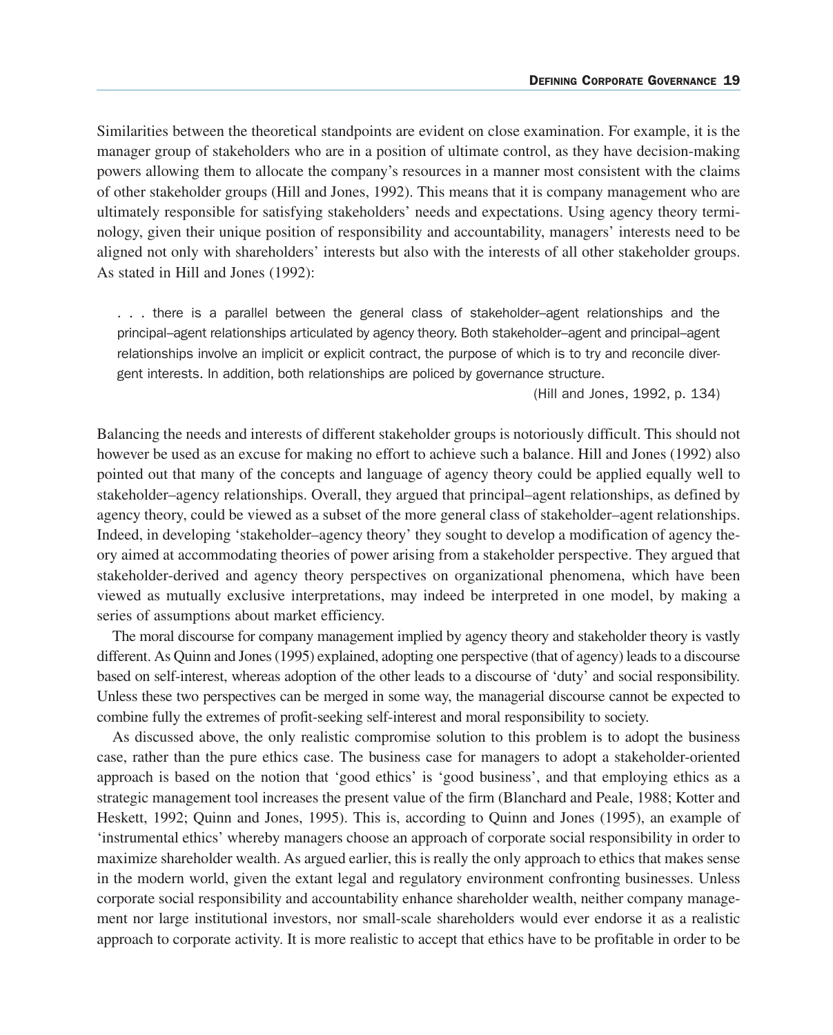Similarities between the theoretical standpoints are evident on close examination. For example, it is the manager group of stakeholders who are in a position of ultimate control, as they have decision-making powers allowing them to allocate the company's resources in a manner most consistent with the claims of other stakeholder groups (Hill and Jones, 1992). This means that it is company management who are ultimately responsible for satisfying stakeholders' needs and expectations. Using agency theory terminology, given their unique position of responsibility and accountability, managers' interests need to be aligned not only with shareholders' interests but also with the interests of all other stakeholder groups. As stated in Hill and Jones (1992):

> . . . there is a parallel between the general class of stakeholder–agent relationships and the principal–agent relationships articulated by agency theory. Both stakeholder–agent and principal–agent relationships involve an implicit or explicit contract, the purpose of which is to try and reconcile divergent interests. In addition, both relationships are policed by governance structure.
>
> (Hill and Jones, 1992, p. 134)

Balancing the needs and interests of different stakeholder groups is notoriously difficult. This should not however be used as an excuse for making no effort to achieve such a balance. Hill and Jones (1992) also pointed out that many of the concepts and language of agency theory could be applied equally well to stakeholder–agency relationships. Overall, they argued that principal–agent relationships, as defined by agency theory, could be viewed as a subset of the more general class of stakeholder–agent relationships. Indeed, in developing 'stakeholder–agency theory' they sought to develop a modification of agency theory aimed at accommodating theories of power arising from a stakeholder perspective. They argued that stakeholder-derived and agency theory perspectives on organizational phenomena, which have been viewed as mutually exclusive interpretations, may indeed be interpreted in one model, by making a series of assumptions about market efficiency.

The moral discourse for company management implied by agency theory and stakeholder theory is vastly different. As Quinn and Jones (1995) explained, adopting one perspective (that of agency) leads to a discourse based on self-interest, whereas adoption of the other leads to a discourse of 'duty' and social responsibility. Unless these two perspectives can be merged in some way, the managerial discourse cannot be expected to combine fully the extremes of profit-seeking self-interest and moral responsibility to society.

As discussed above, the only realistic compromise solution to this problem is to adopt the business case, rather than the pure ethics case. The business case for managers to adopt a stakeholder-oriented approach is based on the notion that 'good ethics' is 'good business', and that employing ethics as a strategic management tool increases the present value of the firm (Blanchard and Peale, 1988; Kotter and Heskett, 1992; Quinn and Jones, 1995). This is, according to Quinn and Jones (1995), an example of 'instrumental ethics' whereby managers choose an approach of corporate social responsibility in order to maximize shareholder wealth. As argued earlier, this is really the only approach to ethics that makes sense in the modern world, given the extant legal and regulatory environment confronting businesses. Unless corporate social responsibility and accountability enhance shareholder wealth, neither company management nor large institutional investors, nor small-scale shareholders would ever endorse it as a realistic approach to corporate activity. It is more realistic to accept that ethics have to be profitable in order to be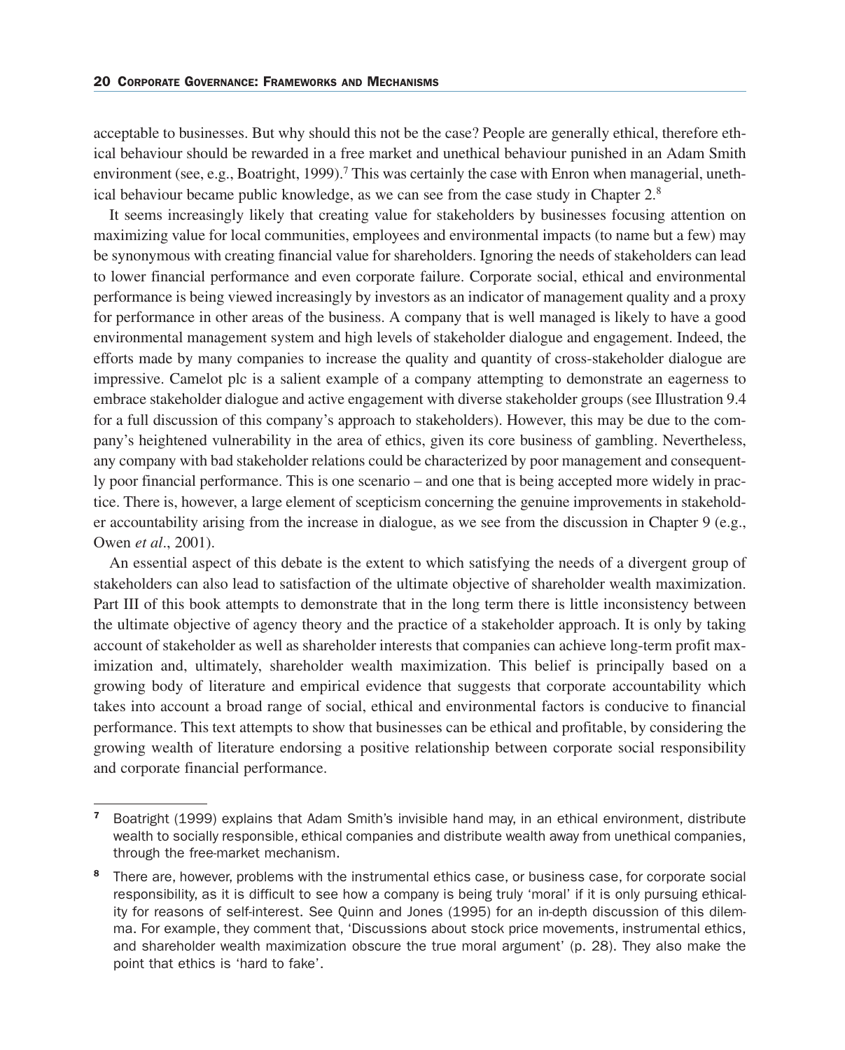acceptable to businesses. But why should this not be the case? People are generally ethical, therefore ethical behaviour should be rewarded in a free market and unethical behaviour punished in an Adam Smith environment (see, e.g., Boatright, 1999).[7] This was certainly the case with Enron when managerial, unethical behaviour became public knowledge, as we can see from the case study in Chapter 2.[8]

It seems increasingly likely that creating value for stakeholders by businesses focusing attention on maximizing value for local communities, employees and environmental impacts (to name but a few) may be synonymous with creating financial value for shareholders. Ignoring the needs of stakeholders can lead to lower financial performance and even corporate failure. Corporate social, ethical and environmental performance is being viewed increasingly by investors as an indicator of management quality and a proxy for performance in other areas of the business. A company that is well managed is likely to have a good environmental management system and high levels of stakeholder dialogue and engagement. Indeed, the efforts made by many companies to increase the quality and quantity of cross-stakeholder dialogue are impressive. Camelot plc is a salient example of a company attempting to demonstrate an eagerness to embrace stakeholder dialogue and active engagement with diverse stakeholder groups (see Illustration 9.4 for a full discussion of this company's approach to stakeholders). However, this may be due to the company's heightened vulnerability in the area of ethics, given its core business of gambling. Nevertheless, any company with bad stakeholder relations could be characterized by poor management and consequently poor financial performance. This is one scenario – and one that is being accepted more widely in practice. There is, however, a large element of scepticism concerning the genuine improvements in stakeholder accountability arising from the increase in dialogue, as we see from the discussion in Chapter 9 (e.g., Owen *et al*., 2001).

An essential aspect of this debate is the extent to which satisfying the needs of a divergent group of stakeholders can also lead to satisfaction of the ultimate objective of shareholder wealth maximization. Part III of this book attempts to demonstrate that in the long term there is little inconsistency between the ultimate objective of agency theory and the practice of a stakeholder approach. It is only by taking account of stakeholder as well as shareholder interests that companies can achieve long-term profit maximization and, ultimately, shareholder wealth maximization. This belief is principally based on a growing body of literature and empirical evidence that suggests that corporate accountability which takes into account a broad range of social, ethical and environmental factors is conducive to financial performance. This text attempts to show that businesses can be ethical and profitable, by considering the growing wealth of literature endorsing a positive relationship between corporate social responsibility and corporate financial performance.

---

[7] Boatright (1999) explains that Adam Smith's invisible hand may, in an ethical environment, distribute wealth to socially responsible, ethical companies and distribute wealth away from unethical companies, through the free-market mechanism.

[8] There are, however, problems with the instrumental ethics case, or business case, for corporate social responsibility, as it is difficult to see how a company is being truly 'moral' if it is only pursuing ethicality for reasons of self-interest. See Quinn and Jones (1995) for an in-depth discussion of this dilemma. For example, they comment that, 'Discussions about stock price movements, instrumental ethics, and shareholder wealth maximization obscure the true moral argument' (p. 28). They also make the point that ethics is 'hard to fake'.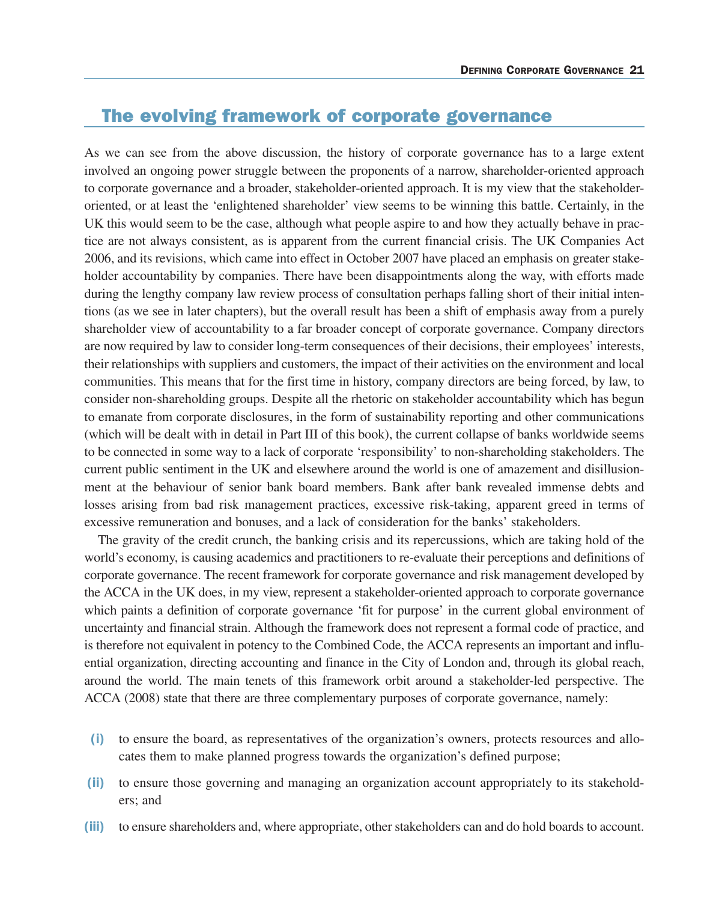## The evolving framework of corporate governance

As we can see from the above discussion, the history of corporate governance has to a large extent involved an ongoing power struggle between the proponents of a narrow, shareholder-oriented approach to corporate governance and a broader, stakeholder-oriented approach. It is my view that the stakeholder-oriented, or at least the 'enlightened shareholder' view seems to be winning this battle. Certainly, in the UK this would seem to be the case, although what people aspire to and how they actually behave in practice are not always consistent, as is apparent from the current financial crisis. The UK Companies Act 2006, and its revisions, which came into effect in October 2007 have placed an emphasis on greater stakeholder accountability by companies. There have been disappointments along the way, with efforts made during the lengthy company law review process of consultation perhaps falling short of their initial intentions (as we see in later chapters), but the overall result has been a shift of emphasis away from a purely shareholder view of accountability to a far broader concept of corporate governance. Company directors are now required by law to consider long-term consequences of their decisions, their employees' interests, their relationships with suppliers and customers, the impact of their activities on the environment and local communities. This means that for the first time in history, company directors are being forced, by law, to consider non-shareholding groups. Despite all the rhetoric on stakeholder accountability which has begun to emanate from corporate disclosures, in the form of sustainability reporting and other communications (which will be dealt with in detail in Part III of this book), the current collapse of banks worldwide seems to be connected in some way to a lack of corporate 'responsibility' to non-shareholding stakeholders. The current public sentiment in the UK and elsewhere around the world is one of amazement and disillusionment at the behaviour of senior bank board members. Bank after bank revealed immense debts and losses arising from bad risk management practices, excessive risk-taking, apparent greed in terms of excessive remuneration and bonuses, and a lack of consideration for the banks' stakeholders.

The gravity of the credit crunch, the banking crisis and its repercussions, which are taking hold of the world's economy, is causing academics and practitioners to re-evaluate their perceptions and definitions of corporate governance. The recent framework for corporate governance and risk management developed by the ACCA in the UK does, in my view, represent a stakeholder-oriented approach to corporate governance which paints a definition of corporate governance 'fit for purpose' in the current global environment of uncertainty and financial strain. Although the framework does not represent a formal code of practice, and is therefore not equivalent in potency to the Combined Code, the ACCA represents an important and influential organization, directing accounting and finance in the City of London and, through its global reach, around the world. The main tenets of this framework orbit around a stakeholder-led perspective. The ACCA (2008) state that there are three complementary purposes of corporate governance, namely:

- **(i)** to ensure the board, as representatives of the organization's owners, protects resources and allocates them to make planned progress towards the organization's defined purpose;
- **(ii)** to ensure those governing and managing an organization account appropriately to its stakeholders; and
- **(iii)** to ensure shareholders and, where appropriate, other stakeholders can and do hold boards to account.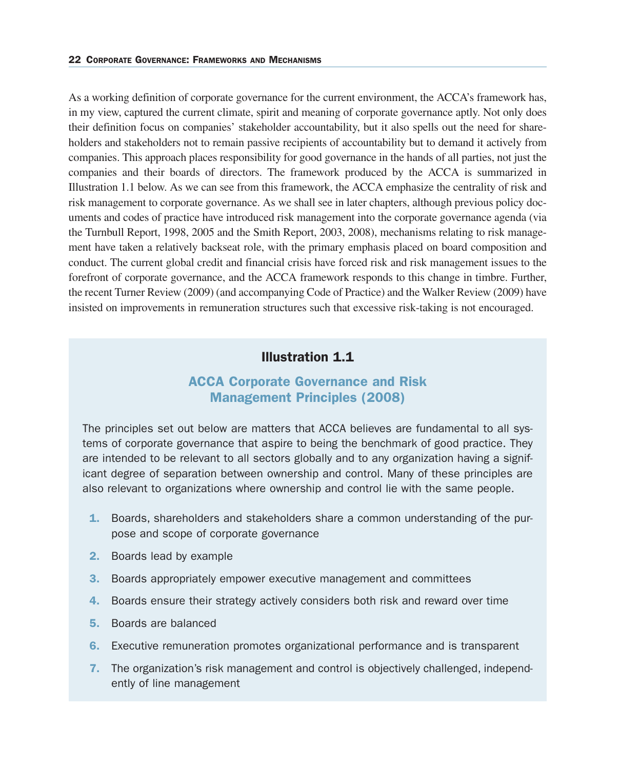As a working definition of corporate governance for the current environment, the ACCA's framework has, in my view, captured the current climate, spirit and meaning of corporate governance aptly. Not only does their definition focus on companies' stakeholder accountability, but it also spells out the need for shareholders and stakeholders not to remain passive recipients of accountability but to demand it actively from companies. This approach places responsibility for good governance in the hands of all parties, not just the companies and their boards of directors. The framework produced by the ACCA is summarized in Illustration 1.1 below. As we can see from this framework, the ACCA emphasize the centrality of risk and risk management to corporate governance. As we shall see in later chapters, although previous policy documents and codes of practice have introduced risk management into the corporate governance agenda (via the Turnbull Report, 1998, 2005 and the Smith Report, 2003, 2008), mechanisms relating to risk management have taken a relatively backseat role, with the primary emphasis placed on board composition and conduct. The current global credit and financial crisis have forced risk and risk management issues to the forefront of corporate governance, and the ACCA framework responds to this change in timbre. Further, the recent Turner Review (2009) (and accompanying Code of Practice) and the Walker Review (2009) have insisted on improvements in remuneration structures such that excessive risk-taking is not encouraged.

## Illustration 1.1

### ACCA Corporate Governance and Risk Management Principles (2008)

The principles set out below are matters that ACCA believes are fundamental to all systems of corporate governance that aspire to being the benchmark of good practice. They are intended to be relevant to all sectors globally and to any organization having a significant degree of separation between ownership and control. Many of these principles are also relevant to organizations where ownership and control lie with the same people.

1. Boards, shareholders and stakeholders share a common understanding of the purpose and scope of corporate governance
2. Boards lead by example
3. Boards appropriately empower executive management and committees
4. Boards ensure their strategy actively considers both risk and reward over time
5. Boards are balanced
6. Executive remuneration promotes organizational performance and is transparent
7. The organization's risk management and control is objectively challenged, independently of line management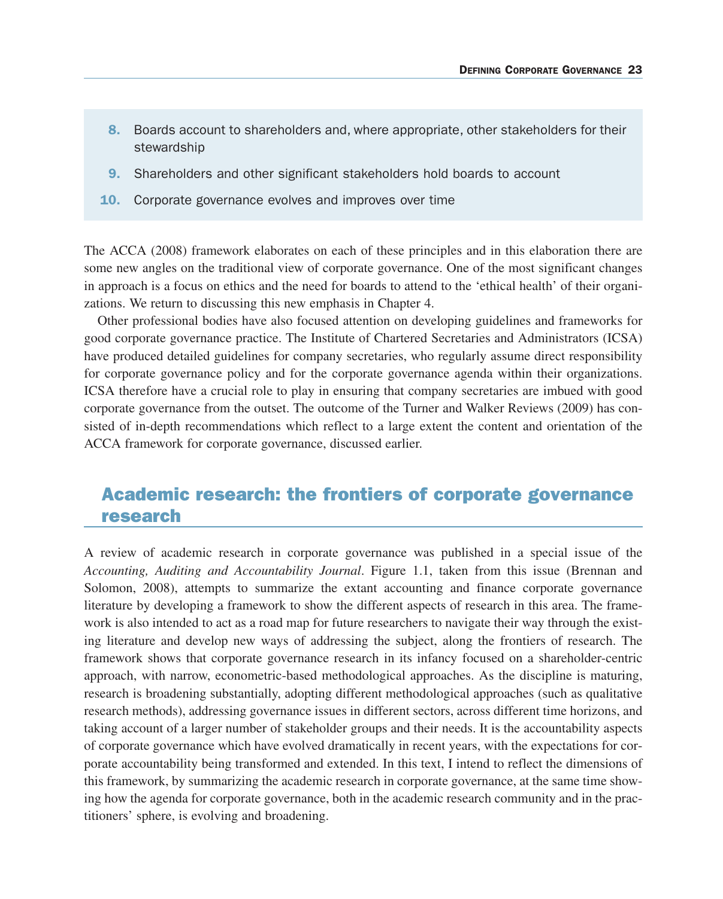8. Boards account to shareholders and, where appropriate, other stakeholders for their stewardship
9. Shareholders and other significant stakeholders hold boards to account
10. Corporate governance evolves and improves over time

The ACCA (2008) framework elaborates on each of these principles and in this elaboration there are some new angles on the traditional view of corporate governance. One of the most significant changes in approach is a focus on ethics and the need for boards to attend to the 'ethical health' of their organizations. We return to discussing this new emphasis in Chapter 4.

Other professional bodies have also focused attention on developing guidelines and frameworks for good corporate governance practice. The Institute of Chartered Secretaries and Administrators (ICSA) have produced detailed guidelines for company secretaries, who regularly assume direct responsibility for corporate governance policy and for the corporate governance agenda within their organizations. ICSA therefore have a crucial role to play in ensuring that company secretaries are imbued with good corporate governance from the outset. The outcome of the Turner and Walker Reviews (2009) has consisted of in-depth recommendations which reflect to a large extent the content and orientation of the ACCA framework for corporate governance, discussed earlier.

## Academic research: the frontiers of corporate governance research

A review of academic research in corporate governance was published in a special issue of the *Accounting, Auditing and Accountability Journal*. Figure 1.1, taken from this issue (Brennan and Solomon, 2008), attempts to summarize the extant accounting and finance corporate governance literature by developing a framework to show the different aspects of research in this area. The framework is also intended to act as a road map for future researchers to navigate their way through the existing literature and develop new ways of addressing the subject, along the frontiers of research. The framework shows that corporate governance research in its infancy focused on a shareholder-centric approach, with narrow, econometric-based methodological approaches. As the discipline is maturing, research is broadening substantially, adopting different methodological approaches (such as qualitative research methods), addressing governance issues in different sectors, across different time horizons, and taking account of a larger number of stakeholder groups and their needs. It is the accountability aspects of corporate governance which have evolved dramatically in recent years, with the expectations for corporate accountability being transformed and extended. In this text, I intend to reflect the dimensions of this framework, by summarizing the academic research in corporate governance, at the same time showing how the agenda for corporate governance, both in the academic research community and in the practitioners' sphere, is evolving and broadening.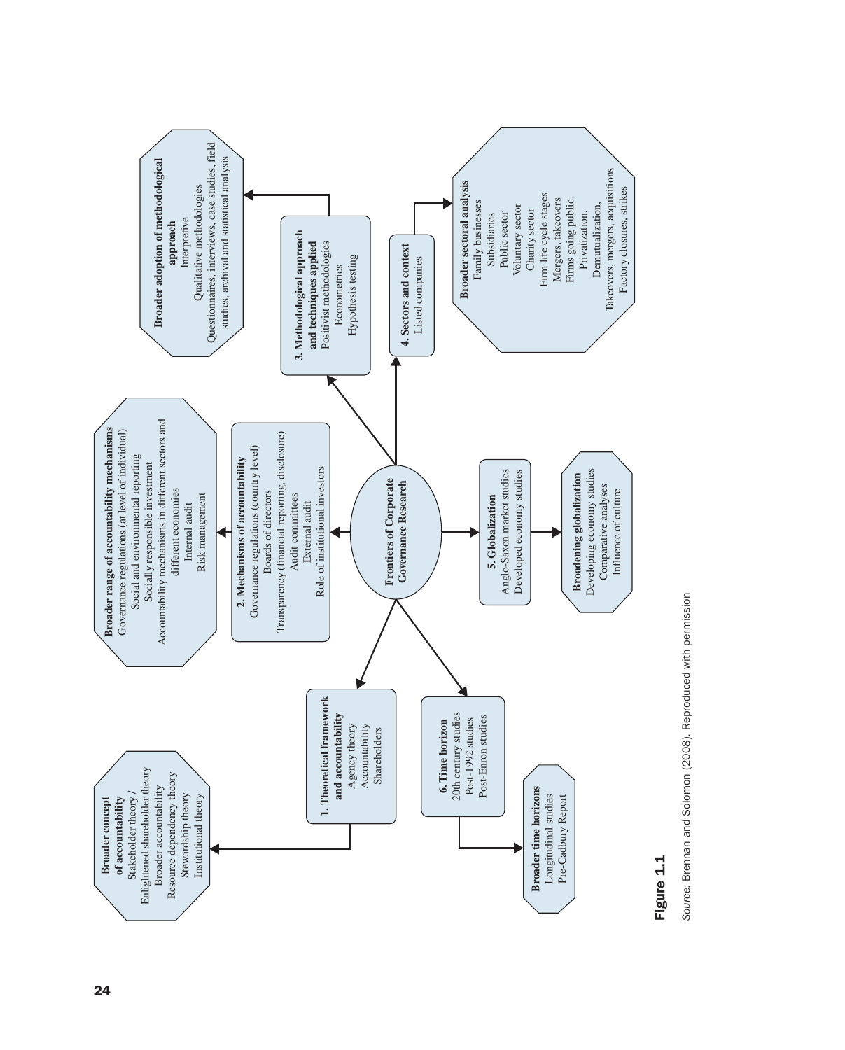**Frontiers of Corporate Governance Research**

**1. Theoretical framework and accountability**
Agency theory
Accountability
Shareholders

**Broader concept of accountability**
Stakeholder theory /
Enlightened shareholder theory
Broader accountability
Resource dependency theory
Stewardship theory
Institutional theory

**2. Mechanisms of accountability**
Governance regulations (country level)
Boards of directors
Transparency (financial reporting, disclosure)
Audit committees
External audit
Role of institutional investors

**Broader range of accountability mechanisms**
Governance regulations (at level of individual)
Social and environmental reporting
Socially responsible investment
Accountability mechanisms in different sectors and different economies
Internal audit
Risk management

**3. Methodological approach and techniques applied**
Positivist methodologies
Econometrics
Hypothesis testing

**Broader adoption of methodological approach**
Interpretive
Qualitative methodologies
Questionnaires, interviews, case studies, field studies, archival and statistical analysis

**4. Sectors and context**
Listed companies

**Broader sectoral analysis**
Family businesses
Subsidiaries
Public sector
Voluntary sector
Charity sector
Firm life cycle stages
Mergers, takeovers
Firms going public,
Privatization,
Demutualization,
Takeovers, mergers, acquisitions
Factory closures, strikes

**5. Globalization**
Anglo-Saxon market studies
Developed economy studies

**Broadening globalization**
Developing economy studies
Comparative analyses
Influence of culture

**6. Time horizon**
20th century studies
Post-1992 studies
Post-Enron studies

**Broader time horizons**
Longitudinal studies
Pre-Cadbury Report

**Figure 1.1**

*Source:* Brennan and Solomon (2008). Reproduced with permission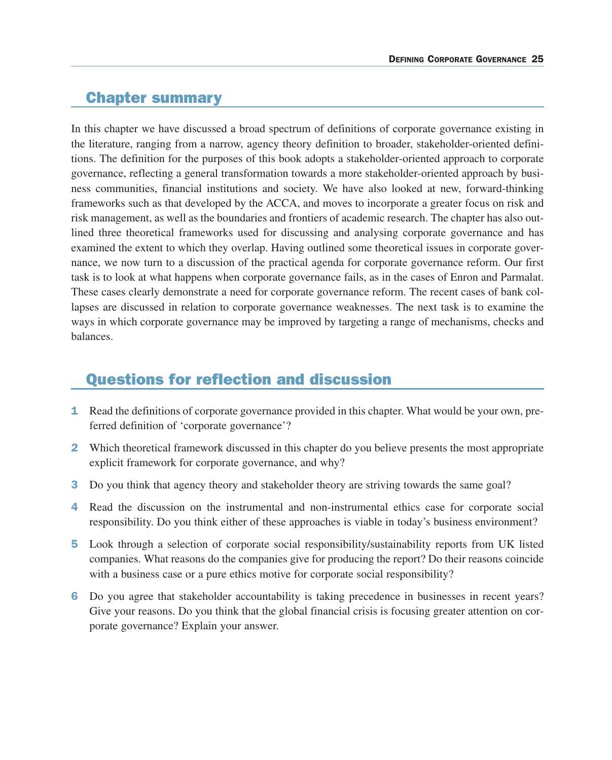## Chapter summary

In this chapter we have discussed a broad spectrum of definitions of corporate governance existing in the literature, ranging from a narrow, agency theory definition to broader, stakeholder-oriented definitions. The definition for the purposes of this book adopts a stakeholder-oriented approach to corporate governance, reflecting a general transformation towards a more stakeholder-oriented approach by business communities, financial institutions and society. We have also looked at new, forward-thinking frameworks such as that developed by the ACCA, and moves to incorporate a greater focus on risk and risk management, as well as the boundaries and frontiers of academic research. The chapter has also outlined three theoretical frameworks used for discussing and analysing corporate governance and has examined the extent to which they overlap. Having outlined some theoretical issues in corporate governance, we now turn to a discussion of the practical agenda for corporate governance reform. Our first task is to look at what happens when corporate governance fails, as in the cases of Enron and Parmalat. These cases clearly demonstrate a need for corporate governance reform. The recent cases of bank collapses are discussed in relation to corporate governance weaknesses. The next task is to examine the ways in which corporate governance may be improved by targeting a range of mechanisms, checks and balances.

## Questions for reflection and discussion

1. Read the definitions of corporate governance provided in this chapter. What would be your own, preferred definition of 'corporate governance'?
2. Which theoretical framework discussed in this chapter do you believe presents the most appropriate explicit framework for corporate governance, and why?
3. Do you think that agency theory and stakeholder theory are striving towards the same goal?
4. Read the discussion on the instrumental and non-instrumental ethics case for corporate social responsibility. Do you think either of these approaches is viable in today's business environment?
5. Look through a selection of corporate social responsibility/sustainability reports from UK listed companies. What reasons do the companies give for producing the report? Do their reasons coincide with a business case or a pure ethics motive for corporate social responsibility?
6. Do you agree that stakeholder accountability is taking precedence in businesses in recent years? Give your reasons. Do you think that the global financial crisis is focusing greater attention on corporate governance? Explain your answer.